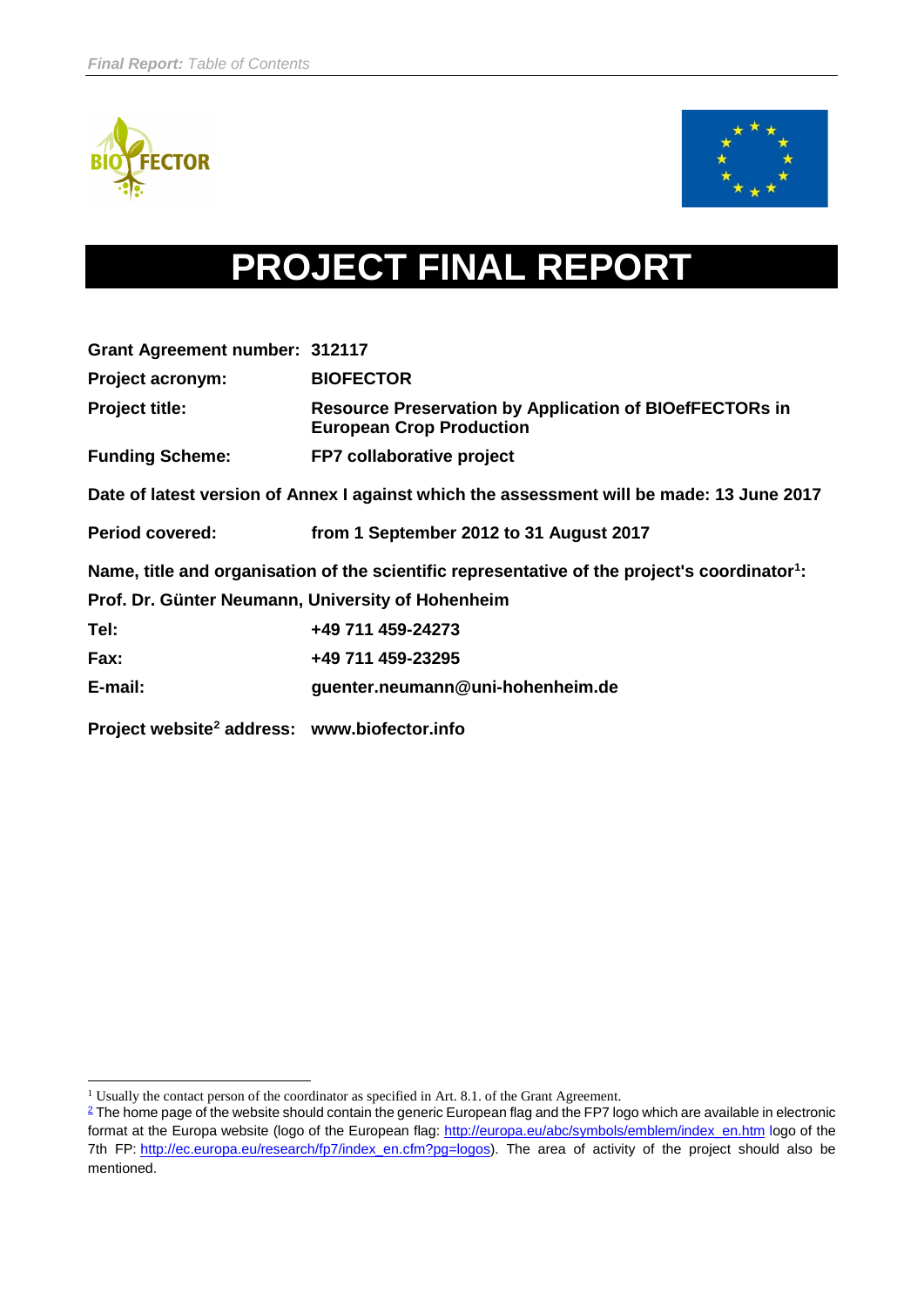# PROJECT FINAL REPORT

**Grant Agreement number:** **312117**

**Project acronym:** **BIOFECTOR**

**Project title:** **Resource Preservation by Application of BIOefFECTORs in European Crop Production**

**Funding Scheme:** **FP7 collaborative project**

**Date of latest version of Annex I against which the assessment will be made: 13 June 2017**

**Period covered:** **from 1 September 2012 to 31 August 2017**

**Name, title and organisation of the scientific representative of the project's coordinator[1]:**

**Prof. Dr. Günter Neumann, University of Hohenheim**

**Tel:** **+49 711 459-24273**

**Fax:** **+49 711 459-23295**

**E-mail:** **guenter.neumann@uni-hohenheim.de**

**Project website[2] address:** **www.biofector.info**

---

[1] Usually the contact person of the coordinator as specified in Art. 8.1. of the Grant Agreement.

[2] The home page of the website should contain the generic European flag and the FP7 logo which are available in electronic format at the Europa website (logo of the European flag: http://europa.eu/abc/symbols/emblem/index_en.htm logo of the 7th FP: http://ec.europa.eu/research/fp7/index_en.cfm?pg=logos). The area of activity of the project should also be mentioned.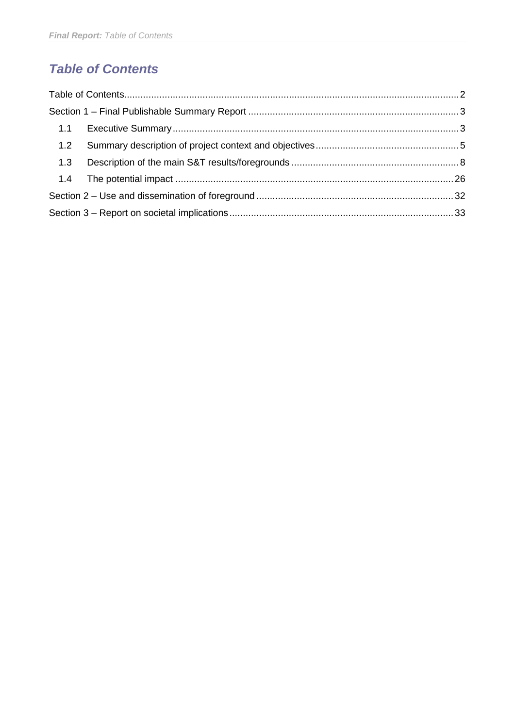## *Table of Contents*

Table of Contents ........................................................................................................ 2

Section 1 – Final Publishable Summary Report ........................................................ 3

- 1.1 Executive Summary ........................................................................................ 3
- 1.2 Summary description of project context and objectives .................................. 5
- 1.3 Description of the main S&T results/foregrounds ........................................... 8
- 1.4 The potential impact ...................................................................................... 26

Section 2 – Use and dissemination of foreground ................................................... 32

Section 3 – Report on societal implications ............................................................. 33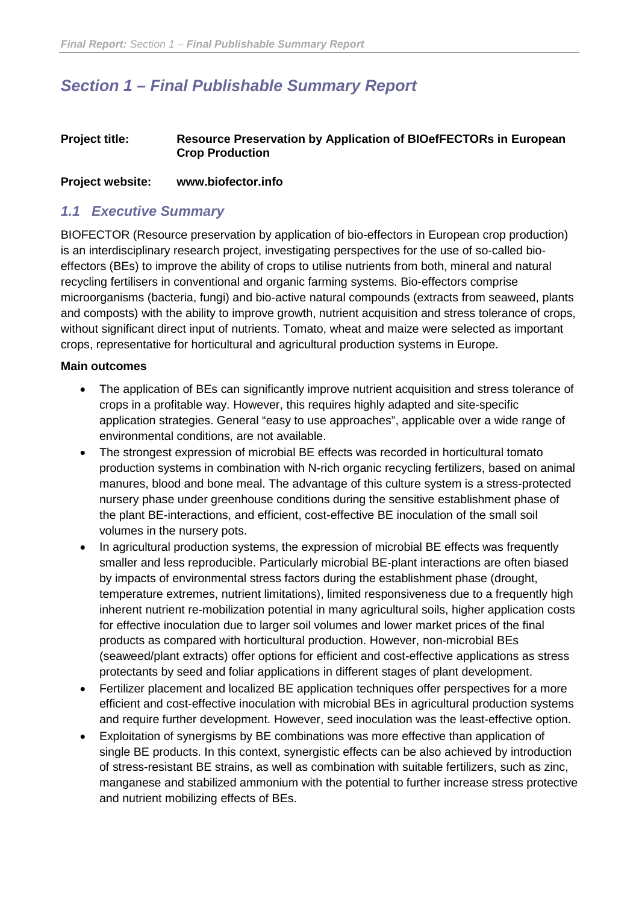# Section 1 – Final Publishable Summary Report

**Project title:** **Resource Preservation by Application of BIOefFECTORs in European Crop Production**

**Project website:** **www.biofector.info**

## 1.1 Executive Summary

BIOFECTOR (Resource preservation by application of bio-effectors in European crop production) is an interdisciplinary research project, investigating perspectives for the use of so-called bio-effectors (BEs) to improve the ability of crops to utilise nutrients from both, mineral and natural recycling fertilisers in conventional and organic farming systems. Bio-effectors comprise microorganisms (bacteria, fungi) and bio-active natural compounds (extracts from seaweed, plants and composts) with the ability to improve growth, nutrient acquisition and stress tolerance of crops, without significant direct input of nutrients. Tomato, wheat and maize were selected as important crops, representative for horticultural and agricultural production systems in Europe.

**Main outcomes**

- The application of BEs can significantly improve nutrient acquisition and stress tolerance of crops in a profitable way. However, this requires highly adapted and site-specific application strategies. General “easy to use approaches”, applicable over a wide range of environmental conditions, are not available.
- The strongest expression of microbial BE effects was recorded in horticultural tomato production systems in combination with N-rich organic recycling fertilizers, based on animal manures, blood and bone meal. The advantage of this culture system is a stress-protected nursery phase under greenhouse conditions during the sensitive establishment phase of the plant BE-interactions, and efficient, cost-effective BE inoculation of the small soil volumes in the nursery pots.
- In agricultural production systems, the expression of microbial BE effects was frequently smaller and less reproducible. Particularly microbial BE-plant interactions are often biased by impacts of environmental stress factors during the establishment phase (drought, temperature extremes, nutrient limitations), limited responsiveness due to a frequently high inherent nutrient re-mobilization potential in many agricultural soils, higher application costs for effective inoculation due to larger soil volumes and lower market prices of the final products as compared with horticultural production. However, non-microbial BEs (seaweed/plant extracts) offer options for efficient and cost-effective applications as stress protectants by seed and foliar applications in different stages of plant development.
- Fertilizer placement and localized BE application techniques offer perspectives for a more efficient and cost-effective inoculation with microbial BEs in agricultural production systems and require further development. However, seed inoculation was the least-effective option.
- Exploitation of synergisms by BE combinations was more effective than application of single BE products. In this context, synergistic effects can be also achieved by introduction of stress-resistant BE strains, as well as combination with suitable fertilizers, such as zinc, manganese and stabilized ammonium with the potential to further increase stress protective and nutrient mobilizing effects of BEs.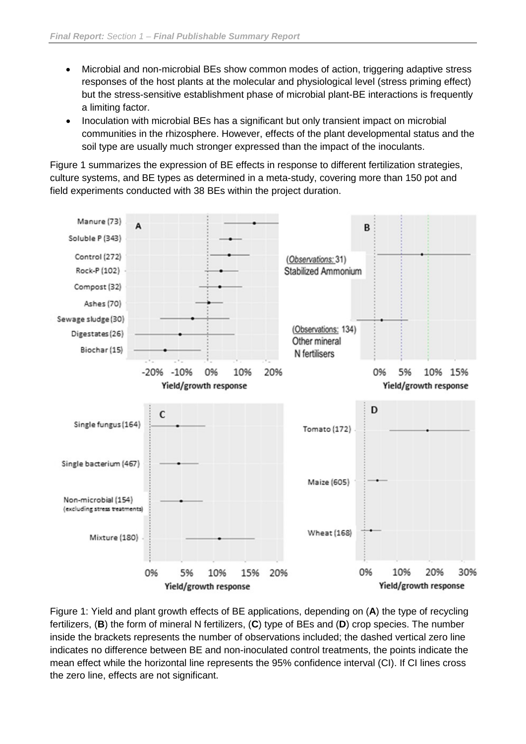- Microbial and non-microbial BEs show common modes of action, triggering adaptive stress responses of the host plants at the molecular and physiological level (stress priming effect) but the stress-sensitive establishment phase of microbial plant-BE interactions is frequently a limiting factor.
- Inoculation with microbial BEs has a significant but only transient impact on microbial communities in the rhizosphere. However, effects of the plant developmental status and the soil type are usually much stronger expressed than the impact of the inoculants.

Figure 1 summarizes the expression of BE effects in response to different fertilization strategies, culture systems, and BE types as determined in a meta-study, covering more than 150 pot and field experiments conducted with 38 BEs within the project duration.

Figure 1: Yield and plant growth effects of BE applications, depending on (**A**) the type of recycling fertilizers, (**B**) the form of mineral N fertilizers, (**C**) type of BEs and (**D**) crop species. The number inside the brackets represents the number of observations included; the dashed vertical zero line indicates no difference between BE and non-inoculated control treatments, the points indicate the mean effect while the horizontal line represents the 95% confidence interval (CI). If CI lines cross the zero line, effects are not significant.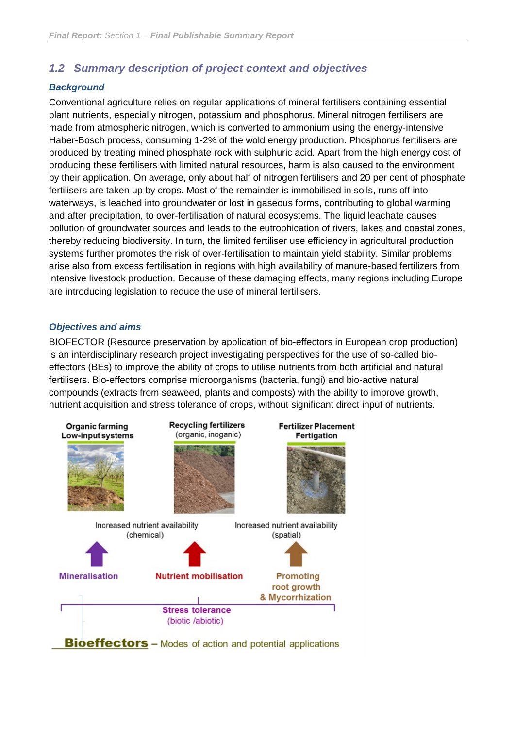## 1.2 Summary description of project context and objectives

### Background

Conventional agriculture relies on regular applications of mineral fertilisers containing essential plant nutrients, especially nitrogen, potassium and phosphorus. Mineral nitrogen fertilisers are made from atmospheric nitrogen, which is converted to ammonium using the energy-intensive Haber-Bosch process, consuming 1-2% of the wold energy production. Phosphorus fertilisers are produced by treating mined phosphate rock with sulphuric acid. Apart from the high energy cost of producing these fertilisers with limited natural resources, harm is also caused to the environment by their application. On average, only about half of nitrogen fertilisers and 20 per cent of phosphate fertilisers are taken up by crops. Most of the remainder is immobilised in soils, runs off into waterways, is leached into groundwater or lost in gaseous forms, contributing to global warming and after precipitation, to over-fertilisation of natural ecosystems. The liquid leachate causes pollution of groundwater sources and leads to the eutrophication of rivers, lakes and coastal zones, thereby reducing biodiversity. In turn, the limited fertiliser use efficiency in agricultural production systems further promotes the risk of over-fertilisation to maintain yield stability. Similar problems arise also from excess fertilisation in regions with high availability of manure-based fertilizers from intensive livestock production. Because of these damaging effects, many regions including Europe are introducing legislation to reduce the use of mineral fertilisers.

### Objectives and aims

BIOFECTOR (Resource preservation by application of bio-effectors in European crop production) is an interdisciplinary research project investigating perspectives for the use of so-called bio-effectors (BEs) to improve the ability of crops to utilise nutrients from both artificial and natural fertilisers. Bio-effectors comprise microorganisms (bacteria, fungi) and bio-active natural compounds (extracts from seaweed, plants and composts) with the ability to improve growth, nutrient acquisition and stress tolerance of crops, without significant direct input of nutrients.

Organic farming / Low-input systems — Recycling fertilizers (organic, inoganic) — Fertilizer Placement / Fertigation

Increased nutrient availability (chemical) — Increased nutrient availability (spatial)

Mineralisation — Nutrient mobilisation — Promoting root growth & Mycorrhization

Stress tolerance (biotic /abiotic)

**Bioeffectors** – Modes of action and potential applications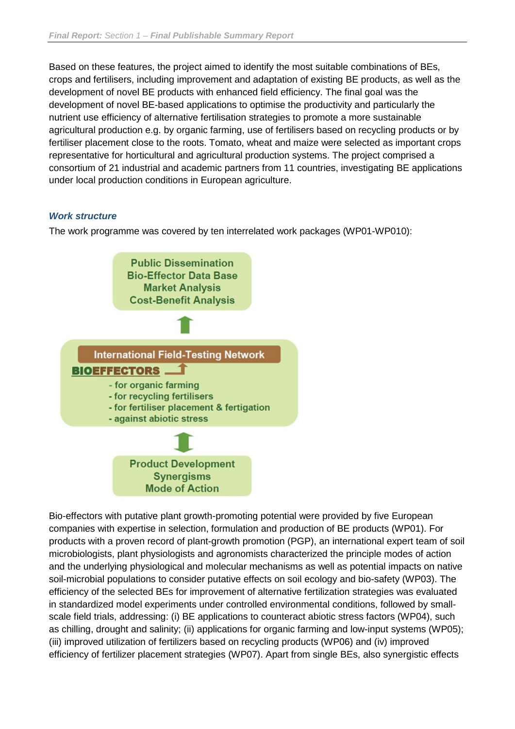Based on these features, the project aimed to identify the most suitable combinations of BEs, crops and fertilisers, including improvement and adaptation of existing BE products, as well as the development of novel BE products with enhanced field efficiency. The final goal was the development of novel BE-based applications to optimise the productivity and particularly the nutrient use efficiency of alternative fertilisation strategies to promote a more sustainable agricultural production e.g. by organic farming, use of fertilisers based on recycling products or by fertiliser placement close to the roots. Tomato, wheat and maize were selected as important crops representative for horticultural and agricultural production systems. The project comprised a consortium of 21 industrial and academic partners from 11 countries, investigating BE applications under local production conditions in European agriculture.

### *Work structure*

The work programme was covered by ten interrelated work packages (WP01-WP010):

**Public Dissemination**
**Bio-Effector Data Base**
**Market Analysis**
**Cost-Benefit Analysis**

**International Field-Testing Network**

**BIOEFFECTORS**

- for organic farming
- for recycling fertilisers
- for fertiliser placement & fertigation
- against abiotic stress

**Product Development**
**Synergisms**
**Mode of Action**

Bio-effectors with putative plant growth-promoting potential were provided by five European companies with expertise in selection, formulation and production of BE products (WP01). For products with a proven record of plant-growth promotion (PGP), an international expert team of soil microbiologists, plant physiologists and agronomists characterized the principle modes of action and the underlying physiological and molecular mechanisms as well as potential impacts on native soil-microbial populations to consider putative effects on soil ecology and bio-safety (WP03). The efficiency of the selected BEs for improvement of alternative fertilization strategies was evaluated in standardized model experiments under controlled environmental conditions, followed by small-scale field trials, addressing: (i) BE applications to counteract abiotic stress factors (WP04), such as chilling, drought and salinity; (ii) applications for organic farming and low-input systems (WP05); (iii) improved utilization of fertilizers based on recycling products (WP06) and (iv) improved efficiency of fertilizer placement strategies (WP07). Apart from single BEs, also synergistic effects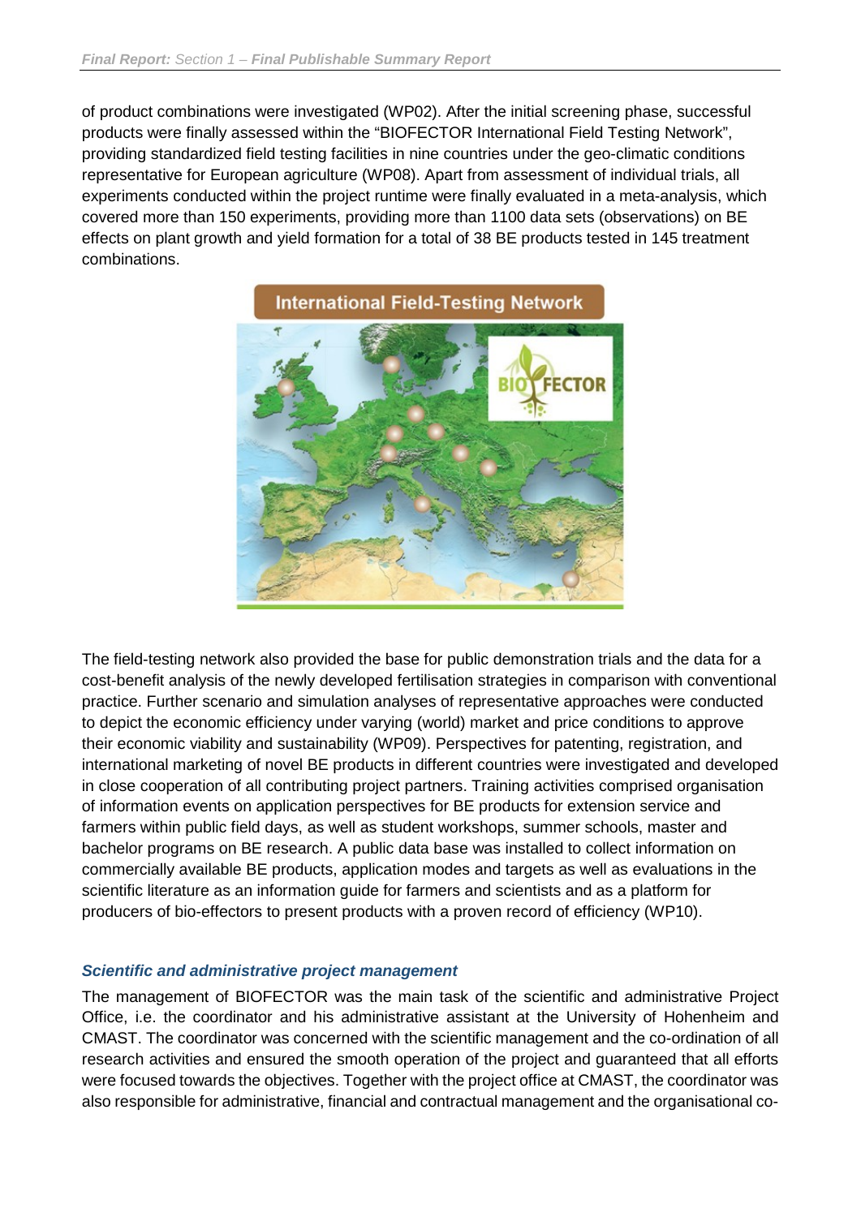of product combinations were investigated (WP02). After the initial screening phase, successful products were finally assessed within the "BIOFECTOR International Field Testing Network", providing standardized field testing facilities in nine countries under the geo-climatic conditions representative for European agriculture (WP08). Apart from assessment of individual trials, all experiments conducted within the project runtime were finally evaluated in a meta-analysis, which covered more than 150 experiments, providing more than 1100 data sets (observations) on BE effects on plant growth and yield formation for a total of 38 BE products tested in 145 treatment combinations.

The field-testing network also provided the base for public demonstration trials and the data for a cost-benefit analysis of the newly developed fertilisation strategies in comparison with conventional practice. Further scenario and simulation analyses of representative approaches were conducted to depict the economic efficiency under varying (world) market and price conditions to approve their economic viability and sustainability (WP09). Perspectives for patenting, registration, and international marketing of novel BE products in different countries were investigated and developed in close cooperation of all contributing project partners. Training activities comprised organisation of information events on application perspectives for BE products for extension service and farmers within public field days, as well as student workshops, summer schools, master and bachelor programs on BE research. A public data base was installed to collect information on commercially available BE products, application modes and targets as well as evaluations in the scientific literature as an information guide for farmers and scientists and as a platform for producers of bio-effectors to present products with a proven record of efficiency (WP10).

### *Scientific and administrative project management*

The management of BIOFECTOR was the main task of the scientific and administrative Project Office, i.e. the coordinator and his administrative assistant at the University of Hohenheim and CMAST. The coordinator was concerned with the scientific management and the co-ordination of all research activities and ensured the smooth operation of the project and guaranteed that all efforts were focused towards the objectives. Together with the project office at CMAST, the coordinator was also responsible for administrative, financial and contractual management and the organisational co-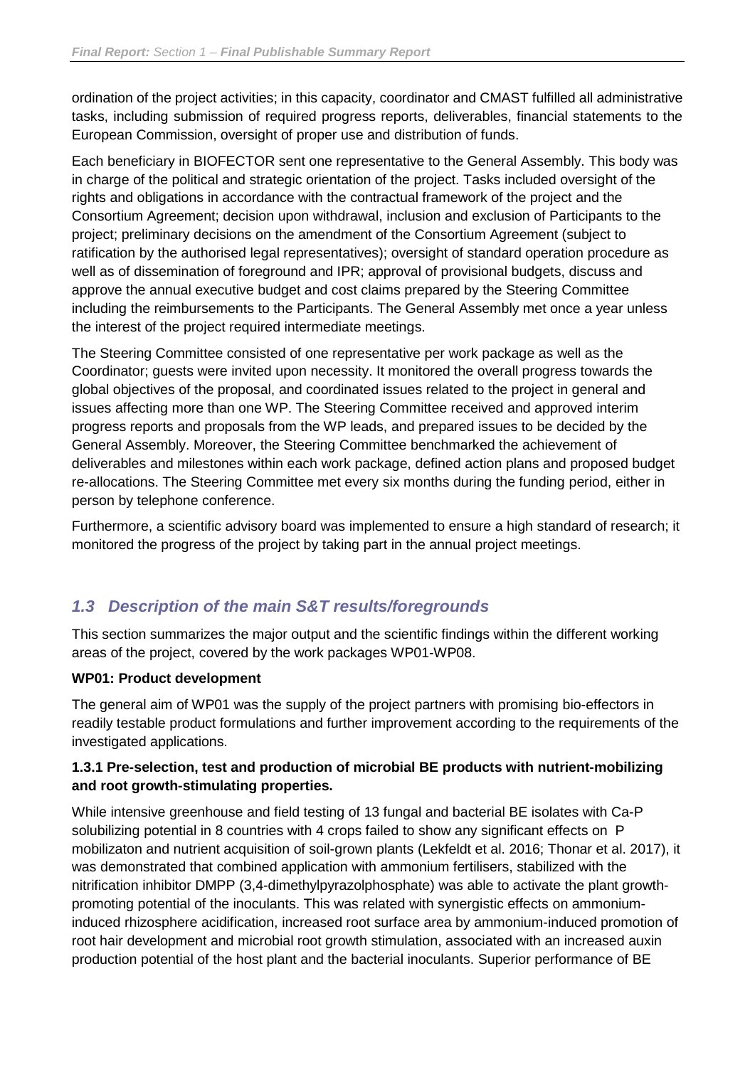ordination of the project activities; in this capacity, coordinator and CMAST fulfilled all administrative tasks, including submission of required progress reports, deliverables, financial statements to the European Commission, oversight of proper use and distribution of funds.

Each beneficiary in BIOFECTOR sent one representative to the General Assembly. This body was in charge of the political and strategic orientation of the project. Tasks included oversight of the rights and obligations in accordance with the contractual framework of the project and the Consortium Agreement; decision upon withdrawal, inclusion and exclusion of Participants to the project; preliminary decisions on the amendment of the Consortium Agreement (subject to ratification by the authorised legal representatives); oversight of standard operation procedure as well as of dissemination of foreground and IPR; approval of provisional budgets, discuss and approve the annual executive budget and cost claims prepared by the Steering Committee including the reimbursements to the Participants. The General Assembly met once a year unless the interest of the project required intermediate meetings.

The Steering Committee consisted of one representative per work package as well as the Coordinator; guests were invited upon necessity. It monitored the overall progress towards the global objectives of the proposal, and coordinated issues related to the project in general and issues affecting more than one WP. The Steering Committee received and approved interim progress reports and proposals from the WP leads, and prepared issues to be decided by the General Assembly. Moreover, the Steering Committee benchmarked the achievement of deliverables and milestones within each work package, defined action plans and proposed budget re-allocations. The Steering Committee met every six months during the funding period, either in person by telephone conference.

Furthermore, a scientific advisory board was implemented to ensure a high standard of research; it monitored the progress of the project by taking part in the annual project meetings.

## *1.3 Description of the main S&T results/foregrounds*

This section summarizes the major output and the scientific findings within the different working areas of the project, covered by the work packages WP01-WP08.

**WP01: Product development**

The general aim of WP01 was the supply of the project partners with promising bio-effectors in readily testable product formulations and further improvement according to the requirements of the investigated applications.

#### **1.3.1 Pre-selection, test and production of microbial BE products with nutrient-mobilizing and root growth-stimulating properties.**

While intensive greenhouse and field testing of 13 fungal and bacterial BE isolates with Ca-P solubilizing potential in 8 countries with 4 crops failed to show any significant effects on P mobilizaton and nutrient acquisition of soil-grown plants (Lekfeldt et al. 2016; Thonar et al. 2017), it was demonstrated that combined application with ammonium fertilisers, stabilized with the nitrification inhibitor DMPP (3,4-dimethylpyrazolphosphate) was able to activate the plant growth-promoting potential of the inoculants. This was related with synergistic effects on ammonium-induced rhizosphere acidification, increased root surface area by ammonium-induced promotion of root hair development and microbial root growth stimulation, associated with an increased auxin production potential of the host plant and the bacterial inoculants. Superior performance of BE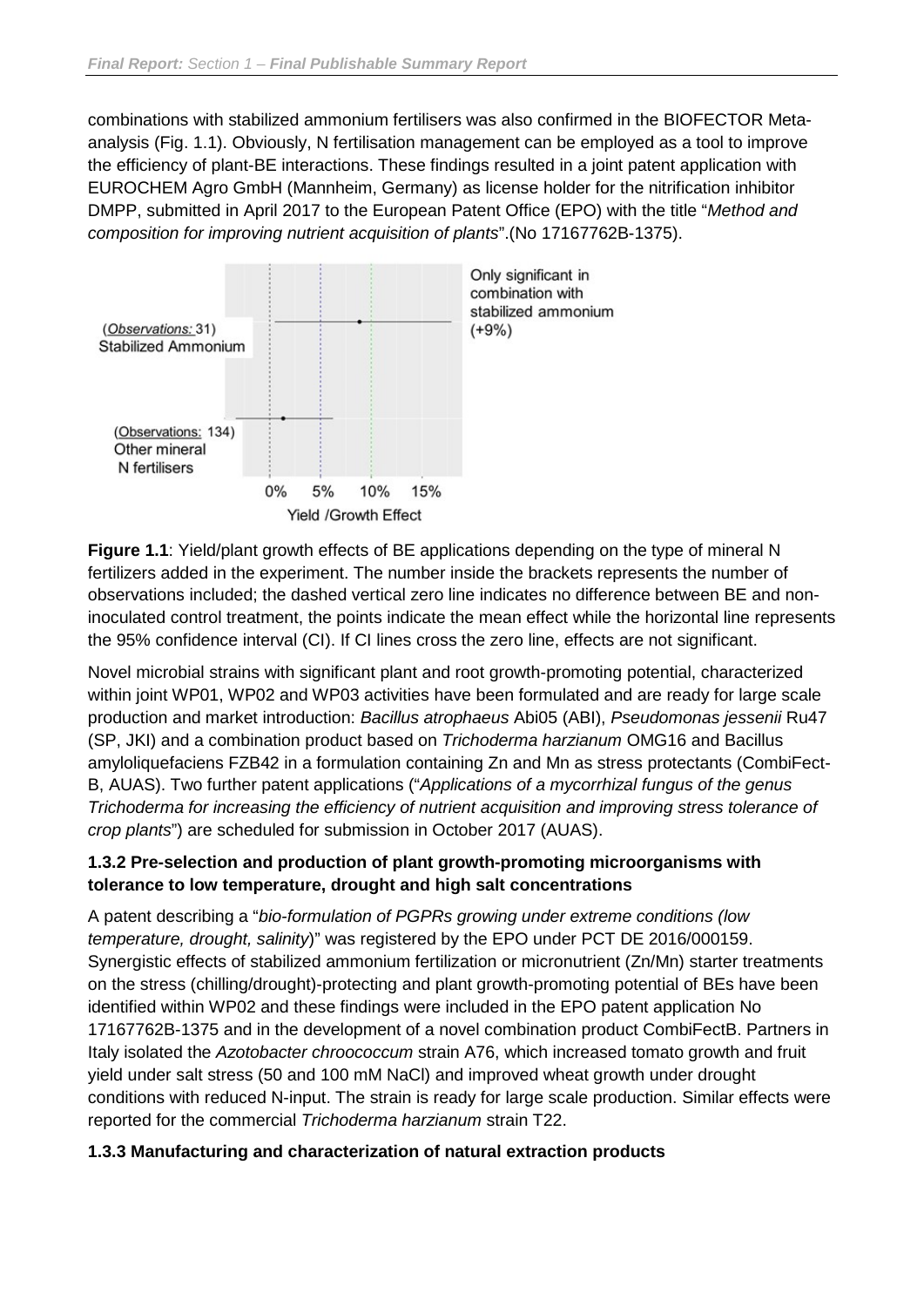combinations with stabilized ammonium fertilisers was also confirmed in the BIOFECTOR Meta-analysis (Fig. 1.1). Obviously, N fertilisation management can be employed as a tool to improve the efficiency of plant-BE interactions. These findings resulted in a joint patent application with EUROCHEM Agro GmbH (Mannheim, Germany) as license holder for the nitrification inhibitor DMPP, submitted in April 2017 to the European Patent Office (EPO) with the title "*Method and composition for improving nutrient acquisition of plants*".(No 17167762B-1375).

**Figure 1.1**: Yield/plant growth effects of BE applications depending on the type of mineral N fertilizers added in the experiment. The number inside the brackets represents the number of observations included; the dashed vertical zero line indicates no difference between BE and non-inoculated control treatment, the points indicate the mean effect while the horizontal line represents the 95% confidence interval (CI). If CI lines cross the zero line, effects are not significant.

Novel microbial strains with significant plant and root growth-promoting potential, characterized within joint WP01, WP02 and WP03 activities have been formulated and are ready for large scale production and market introduction: *Bacillus atrophaeus* Abi05 (ABI), *Pseudomonas jessenii* Ru47 (SP, JKI) and a combination product based on *Trichoderma harzianum* OMG16 and Bacillus amyloliquefaciens FZB42 in a formulation containing Zn and Mn as stress protectants (CombiFect-B, AUAS). Two further patent applications ("*Applications of a mycorrhizal fungus of the genus Trichoderma for increasing the efficiency of nutrient acquisition and improving stress tolerance of crop plants*") are scheduled for submission in October 2017 (AUAS).

### 1.3.2 Pre-selection and production of plant growth-promoting microorganisms with tolerance to low temperature, drought and high salt concentrations

A patent describing a "*bio-formulation of PGPRs growing under extreme conditions (low temperature, drought, salinity*)" was registered by the EPO under PCT DE 2016/000159. Synergistic effects of stabilized ammonium fertilization or micronutrient (Zn/Mn) starter treatments on the stress (chilling/drought)-protecting and plant growth-promoting potential of BEs have been identified within WP02 and these findings were included in the EPO patent application No 17167762B-1375 and in the development of a novel combination product CombiFectB. Partners in Italy isolated the *Azotobacter chroococcum* strain A76, which increased tomato growth and fruit yield under salt stress (50 and 100 mM NaCl) and improved wheat growth under drought conditions with reduced N-input. The strain is ready for large scale production. Similar effects were reported for the commercial *Trichoderma harzianum* strain T22.

### 1.3.3 Manufacturing and characterization of natural extraction products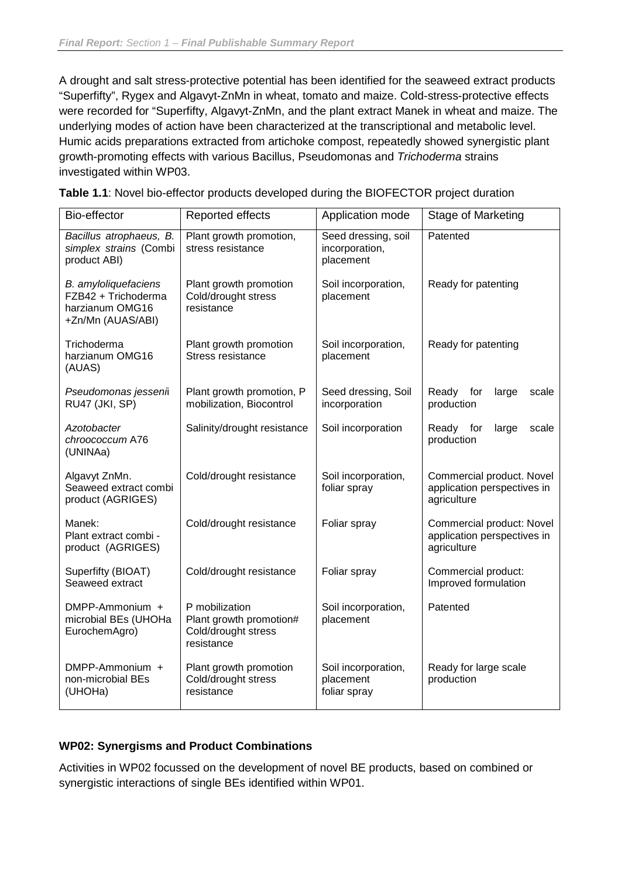A drought and salt stress-protective potential has been identified for the seaweed extract products "Superfifty", Rygex and Algavyt-ZnMn in wheat, tomato and maize. Cold-stress-protective effects were recorded for "Superfifty, Algavyt-ZnMn, and the plant extract Manek in wheat and maize. The underlying modes of action have been characterized at the transcriptional and metabolic level. Humic acids preparations extracted from artichoke compost, repeatedly showed synergistic plant growth-promoting effects with various Bacillus, Pseudomonas and *Trichoderma* strains investigated within WP03.

**Table 1.1**: Novel bio-effector products developed during the BIOFECTOR project duration

| Bio-effector | Reported effects | Application mode | Stage of Marketing |
|---|---|---|---|
| *Bacillus atrophaeus, B. simplex strains* (Combi product ABI) | Plant growth promotion, stress resistance | Seed dressing, soil incorporation, placement | Patented |
| *B. amyloliquefaciens* FZB42 + Trichoderma harzianum OMG16 +Zn/Mn (AUAS/ABI) | Plant growth promotion Cold/drought stress resistance | Soil incorporation, placement | Ready for patenting |
| Trichoderma harzianum OMG16 (AUAS) | Plant growth promotion Stress resistance | Soil incorporation, placement | Ready for patenting |
| *Pseudomonas jessenii* RU47 (JKI, SP) | Plant growth promotion, P mobilization, Biocontrol | Seed dressing, Soil incorporation | Ready for large scale production |
| *Azotobacter chroococcum* A76 (UNINAa) | Salinity/drought resistance | Soil incorporation | Ready for large scale production |
| Algavyt ZnMn. Seaweed extract combi product (AGRIGES) | Cold/drought resistance | Soil incorporation, foliar spray | Commercial product. Novel application perspectives in agriculture |
| Manek: Plant extract combi - product (AGRIGES) | Cold/drought resistance | Foliar spray | Commercial product: Novel application perspectives in agriculture |
| Superfifty (BIOAT) Seaweed extract | Cold/drought resistance | Foliar spray | Commercial product: Improved formulation |
| DMPP-Ammonium + microbial BEs (UHOHa EurochemAgro) | P mobilization Plant growth promotion# Cold/drought stress resistance | Soil incorporation, placement | Patented |
| DMPP-Ammonium + non-microbial BEs (UHOHa) | Plant growth promotion Cold/drought stress resistance | Soil incorporation, placement foliar spray | Ready for large scale production |

**WP02: Synergisms and Product Combinations**

Activities in WP02 focussed on the development of novel BE products, based on combined or synergistic interactions of single BEs identified within WP01.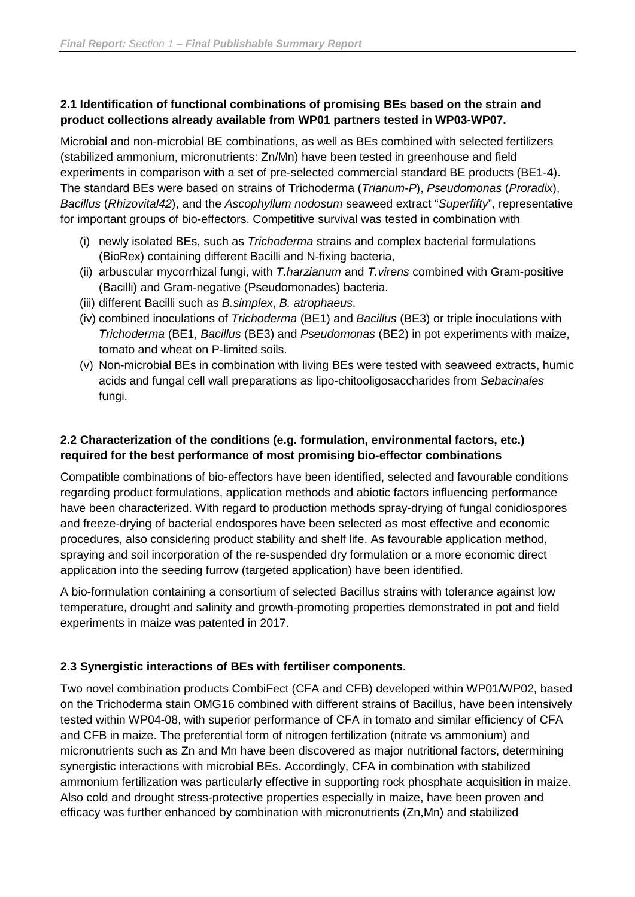**2.1 Identification of functional combinations of promising BEs based on the strain and product collections already available from WP01 partners tested in WP03-WP07.**

Microbial and non-microbial BE combinations, as well as BEs combined with selected fertilizers (stabilized ammonium, micronutrients: Zn/Mn) have been tested in greenhouse and field experiments in comparison with a set of pre-selected commercial standard BE products (BE1-4). The standard BEs were based on strains of Trichoderma (*Trianum-P*), *Pseudomonas* (*Proradix*), *Bacillus* (*Rhizovital42*), and the *Ascophyllum nodosum* seaweed extract "*Superfifty*", representative for important groups of bio-effectors. Competitive survival was tested in combination with

(i) newly isolated BEs, such as *Trichoderma* strains and complex bacterial formulations (BioRex) containing different Bacilli and N-fixing bacteria,
(ii) arbuscular mycorrhizal fungi, with *T.harzianum* and *T.virens* combined with Gram-positive (Bacilli) and Gram-negative (Pseudomonades) bacteria.
(iii) different Bacilli such as *B.simplex*, *B. atrophaeus*.
(iv) combined inoculations of *Trichoderma* (BE1) and *Bacillus* (BE3) or triple inoculations with *Trichoderma* (BE1, *Bacillus* (BE3) and *Pseudomonas* (BE2) in pot experiments with maize, tomato and wheat on P-limited soils.
(v) Non-microbial BEs in combination with living BEs were tested with seaweed extracts, humic acids and fungal cell wall preparations as lipo-chitooligosaccharides from *Sebacinales* fungi.

**2.2 Characterization of the conditions (e.g. formulation, environmental factors, etc.) required for the best performance of most promising bio-effector combinations**

Compatible combinations of bio-effectors have been identified, selected and favourable conditions regarding product formulations, application methods and abiotic factors influencing performance have been characterized. With regard to production methods spray-drying of fungal conidiospores and freeze-drying of bacterial endospores have been selected as most effective and economic procedures, also considering product stability and shelf life. As favourable application method, spraying and soil incorporation of the re-suspended dry formulation or a more economic direct application into the seeding furrow (targeted application) have been identified.

A bio-formulation containing a consortium of selected Bacillus strains with tolerance against low temperature, drought and salinity and growth-promoting properties demonstrated in pot and field experiments in maize was patented in 2017.

**2.3 Synergistic interactions of BEs with fertiliser components.**

Two novel combination products CombiFect (CFA and CFB) developed within WP01/WP02, based on the Trichoderma stain OMG16 combined with different strains of Bacillus, have been intensively tested within WP04-08, with superior performance of CFA in tomato and similar efficiency of CFA and CFB in maize. The preferential form of nitrogen fertilization (nitrate vs ammonium) and micronutrients such as Zn and Mn have been discovered as major nutritional factors, determining synergistic interactions with microbial BEs. Accordingly, CFA in combination with stabilized ammonium fertilization was particularly effective in supporting rock phosphate acquisition in maize. Also cold and drought stress-protective properties especially in maize, have been proven and efficacy was further enhanced by combination with micronutrients (Zn,Mn) and stabilized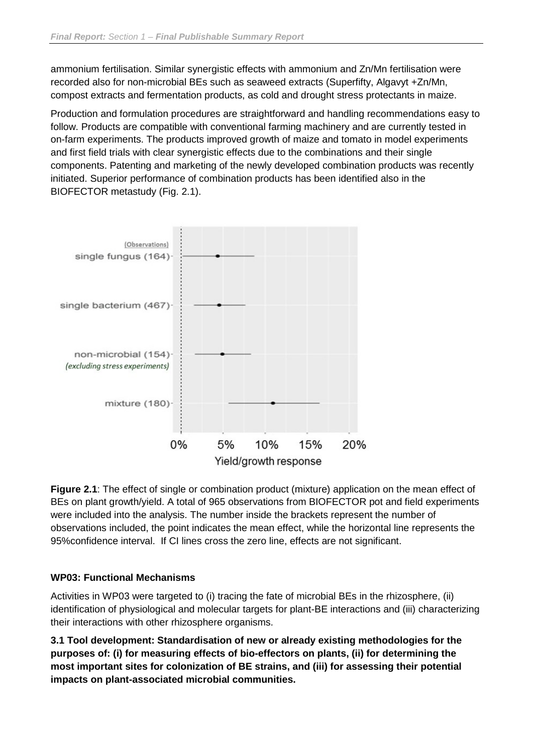ammonium fertilisation. Similar synergistic effects with ammonium and Zn/Mn fertilisation were recorded also for non-microbial BEs such as seaweed extracts (Superfifty, Algavyt +Zn/Mn, compost extracts and fermentation products, as cold and drought stress protectants in maize.

Production and formulation procedures are straightforward and handling recommendations easy to follow. Products are compatible with conventional farming machinery and are currently tested in on-farm experiments. The products improved growth of maize and tomato in model experiments and first field trials with clear synergistic effects due to the combinations and their single components. Patenting and marketing of the newly developed combination products was recently initiated. Superior performance of combination products has been identified also in the BIOFECTOR metastudy (Fig. 2.1).

**Figure 2.1**: The effect of single or combination product (mixture) application on the mean effect of BEs on plant growth/yield. A total of 965 observations from BIOFECTOR pot and field experiments were included into the analysis. The number inside the brackets represent the number of observations included, the point indicates the mean effect, while the horizontal line represents the 95%confidence interval. If CI lines cross the zero line, effects are not significant.

### WP03: Functional Mechanisms

Activities in WP03 were targeted to (i) tracing the fate of microbial BEs in the rhizosphere, (ii) identification of physiological and molecular targets for plant-BE interactions and (iii) characterizing their interactions with other rhizosphere organisms.

**3.1 Tool development: Standardisation of new or already existing methodologies for the purposes of: (i) for measuring effects of bio-effectors on plants, (ii) for determining the most important sites for colonization of BE strains, and (iii) for assessing their potential impacts on plant-associated microbial communities.**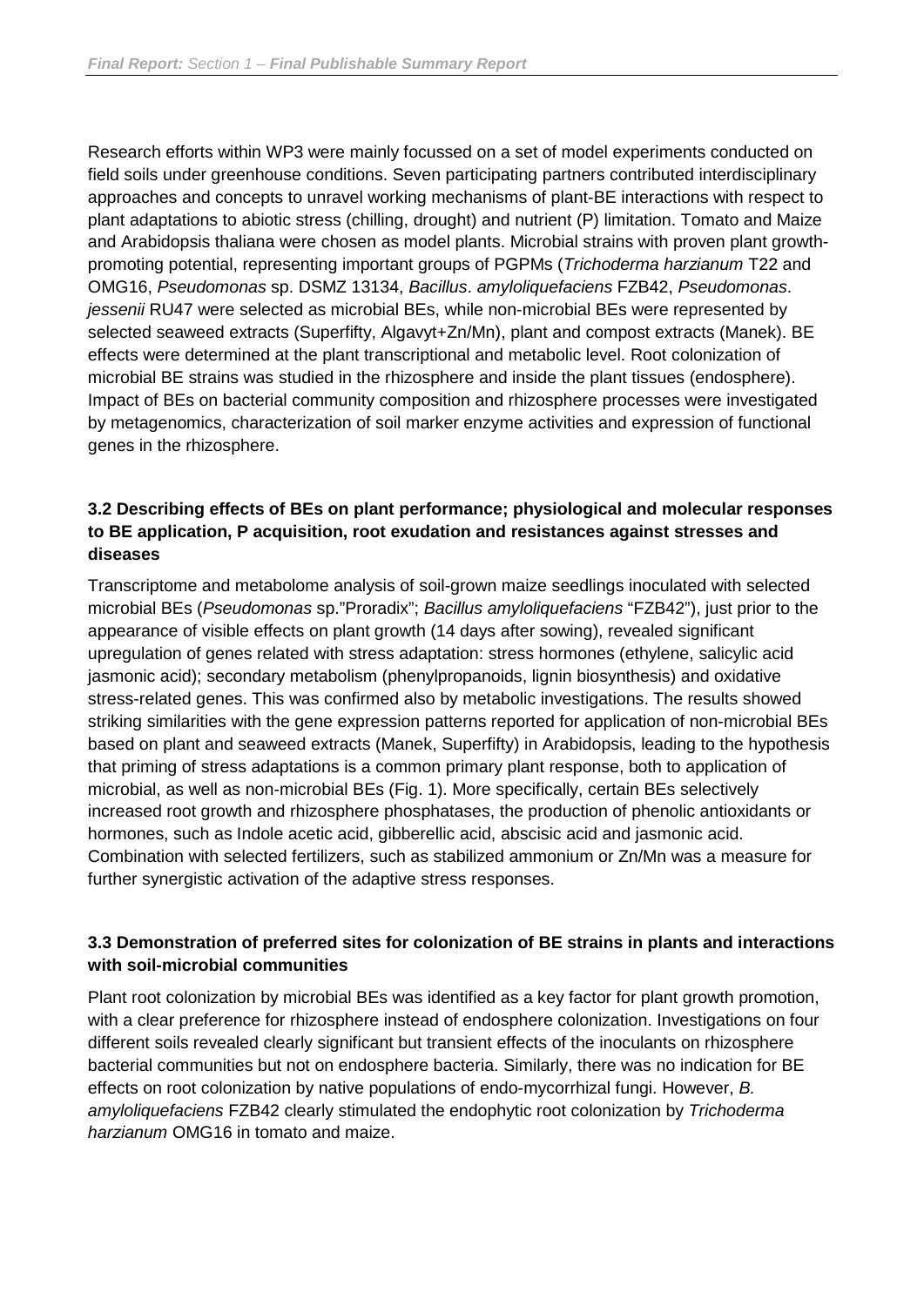Research efforts within WP3 were mainly focussed on a set of model experiments conducted on field soils under greenhouse conditions. Seven participating partners contributed interdisciplinary approaches and concepts to unravel working mechanisms of plant-BE interactions with respect to plant adaptations to abiotic stress (chilling, drought) and nutrient (P) limitation. Tomato and Maize and Arabidopsis thaliana were chosen as model plants. Microbial strains with proven plant growth-promoting potential, representing important groups of PGPMs (*Trichoderma harzianum* T22 and OMG16, *Pseudomonas* sp. DSMZ 13134, *Bacillus*. *amyloliquefaciens* FZB42, *Pseudomonas*. *jessenii* RU47 were selected as microbial BEs, while non-microbial BEs were represented by selected seaweed extracts (Superfifty, Algavyt+Zn/Mn), plant and compost extracts (Manek). BE effects were determined at the plant transcriptional and metabolic level. Root colonization of microbial BE strains was studied in the rhizosphere and inside the plant tissues (endosphere). Impact of BEs on bacterial community composition and rhizosphere processes were investigated by metagenomics, characterization of soil marker enzyme activities and expression of functional genes in the rhizosphere.

### 3.2 Describing effects of BEs on plant performance; physiological and molecular responses to BE application, P acquisition, root exudation and resistances against stresses and diseases

Transcriptome and metabolome analysis of soil-grown maize seedlings inoculated with selected microbial BEs (*Pseudomonas* sp."Proradix"; *Bacillus amyloliquefaciens* "FZB42"), just prior to the appearance of visible effects on plant growth (14 days after sowing), revealed significant upregulation of genes related with stress adaptation: stress hormones (ethylene, salicylic acid jasmonic acid); secondary metabolism (phenylpropanoids, lignin biosynthesis) and oxidative stress-related genes. This was confirmed also by metabolic investigations. The results showed striking similarities with the gene expression patterns reported for application of non-microbial BEs based on plant and seaweed extracts (Manek, Superfifty) in Arabidopsis, leading to the hypothesis that priming of stress adaptations is a common primary plant response, both to application of microbial, as well as non-microbial BEs (Fig. 1). More specifically, certain BEs selectively increased root growth and rhizosphere phosphatases, the production of phenolic antioxidants or hormones, such as Indole acetic acid, gibberellic acid, abscisic acid and jasmonic acid. Combination with selected fertilizers, such as stabilized ammonium or Zn/Mn was a measure for further synergistic activation of the adaptive stress responses.

### 3.3 Demonstration of preferred sites for colonization of BE strains in plants and interactions with soil-microbial communities

Plant root colonization by microbial BEs was identified as a key factor for plant growth promotion, with a clear preference for rhizosphere instead of endosphere colonization. Investigations on four different soils revealed clearly significant but transient effects of the inoculants on rhizosphere bacterial communities but not on endosphere bacteria. Similarly, there was no indication for BE effects on root colonization by native populations of endo-mycorrhizal fungi. However, *B. amyloliquefaciens* FZB42 clearly stimulated the endophytic root colonization by *Trichoderma harzianum* OMG16 in tomato and maize.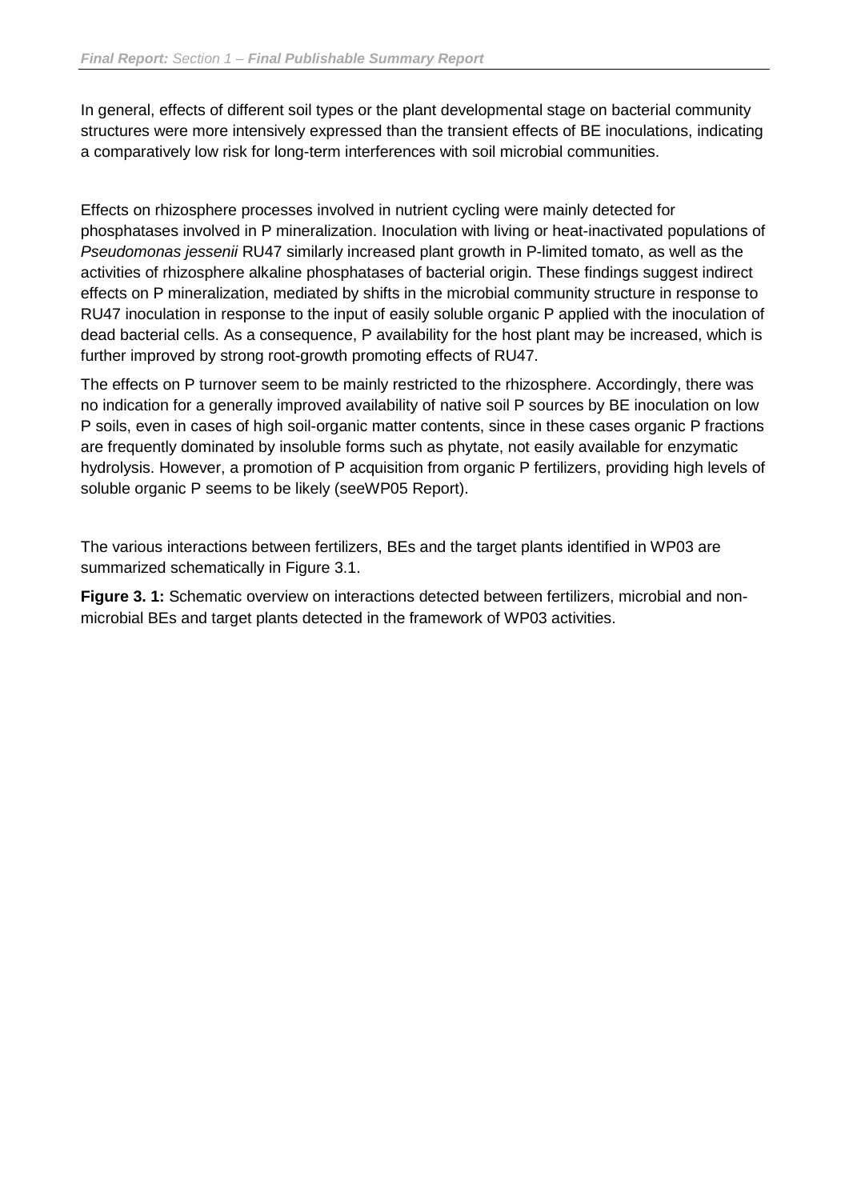In general, effects of different soil types or the plant developmental stage on bacterial community structures were more intensively expressed than the transient effects of BE inoculations, indicating a comparatively low risk for long-term interferences with soil microbial communities.

Effects on rhizosphere processes involved in nutrient cycling were mainly detected for phosphatases involved in P mineralization. Inoculation with living or heat-inactivated populations of *Pseudomonas jessenii* RU47 similarly increased plant growth in P-limited tomato, as well as the activities of rhizosphere alkaline phosphatases of bacterial origin. These findings suggest indirect effects on P mineralization, mediated by shifts in the microbial community structure in response to RU47 inoculation in response to the input of easily soluble organic P applied with the inoculation of dead bacterial cells. As a consequence, P availability for the host plant may be increased, which is further improved by strong root-growth promoting effects of RU47.

The effects on P turnover seem to be mainly restricted to the rhizosphere. Accordingly, there was no indication for a generally improved availability of native soil P sources by BE inoculation on low P soils, even in cases of high soil-organic matter contents, since in these cases organic P fractions are frequently dominated by insoluble forms such as phytate, not easily available for enzymatic hydrolysis. However, a promotion of P acquisition from organic P fertilizers, providing high levels of soluble organic P seems to be likely (seeWP05 Report).

The various interactions between fertilizers, BEs and the target plants identified in WP03 are summarized schematically in Figure 3.1.

**Figure 3. 1:** Schematic overview on interactions detected between fertilizers, microbial and non-microbial BEs and target plants detected in the framework of WP03 activities.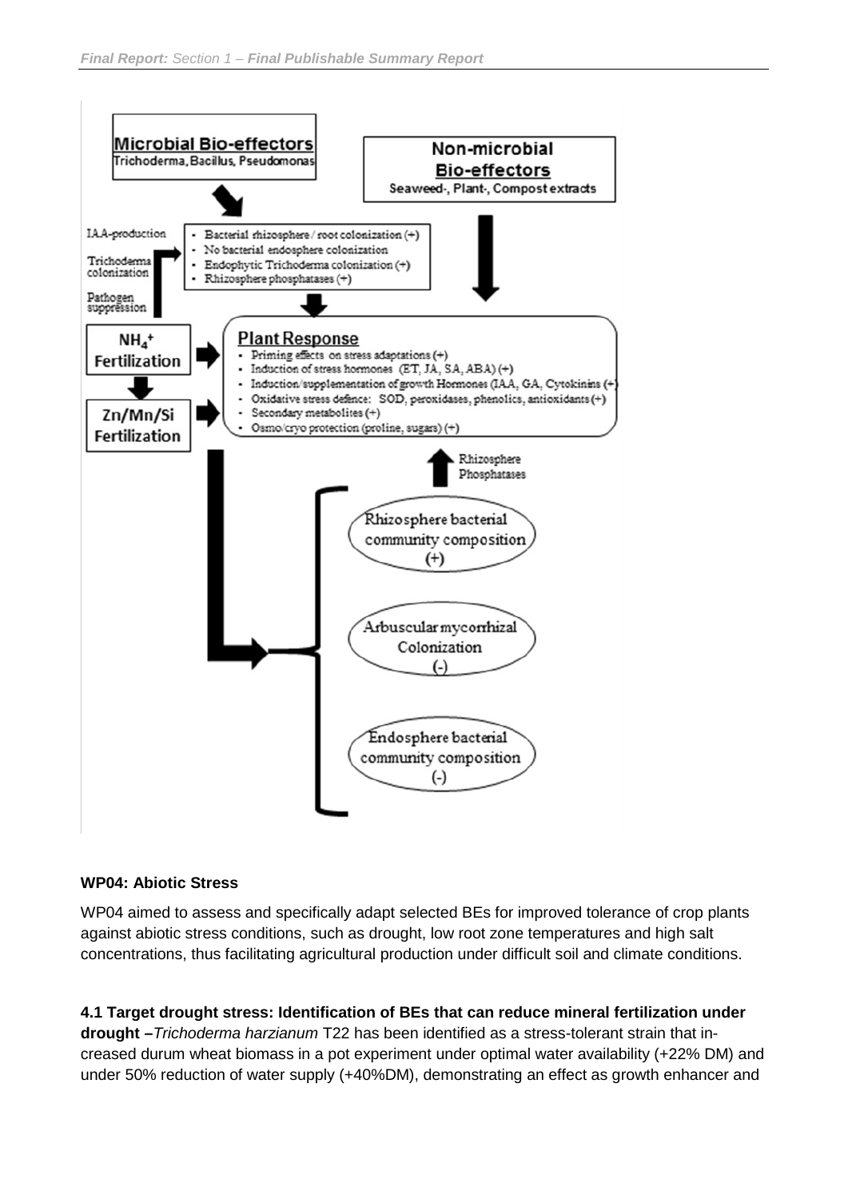**Microbial Bio-effectors**
Trichoderma, Bacillus, Pseudomonas

**Non-microbial Bio-effectors**
Seaweed-, Plant-, Compost extracts

IAA-production

Trichoderma colonization

Pathogen suppression

- Bacterial rhizosphere / root colonization (+)
- No bacterial endosphere colonization
- Endophytic Trichoderma colonization (+)
- Rhizosphere phosphatases (+)

**$NH_4^+$ Fertilization**

**Zn/Mn/Si Fertilization**

**Plant Response**

- Priming effects on stress adaptations (+)
- Induction of stress hormones (ET, JA, SA, ABA) (+)
- Induction/supplementation of growth Hormones (IAA, GA, Cytokinins (+)
- Oxidative stress defence: SOD, peroxidases, phenolics, antioxidants (+)
- Secondary metabolites (+)
- Osmo/cryo protection (proline, sugars) (+)

Rhizosphere Phosphatases

Rhizosphere bacterial community composition (+)

Arbuscular mycorrhizal Colonization (-)

Endosphere bacterial community composition (-)

**WP04: Abiotic Stress**

WP04 aimed to assess and specifically adapt selected BEs for improved tolerance of crop plants against abiotic stress conditions, such as drought, low root zone temperatures and high salt concentrations, thus facilitating agricultural production under difficult soil and climate conditions.

**4.1 Target drought stress: Identification of BEs that can reduce mineral fertilization under drought –** *Trichoderma harzianum* T22 has been identified as a stress-tolerant strain that increased durum wheat biomass in a pot experiment under optimal water availability (+22% DM) and under 50% reduction of water supply (+40%DM), demonstrating an effect as growth enhancer and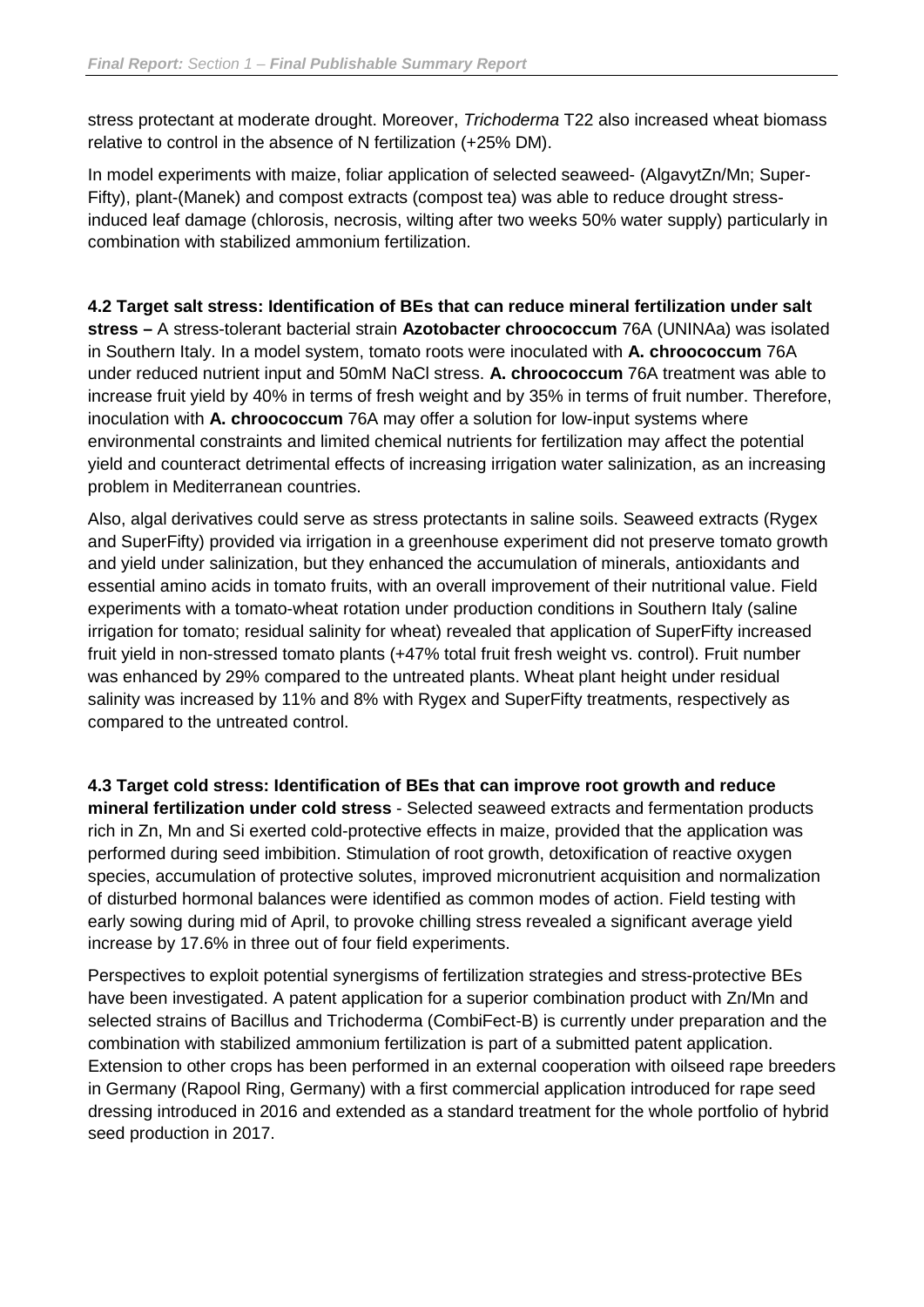stress protectant at moderate drought. Moreover, *Trichoderma* T22 also increased wheat biomass relative to control in the absence of N fertilization (+25% DM).

In model experiments with maize, foliar application of selected seaweed- (AlgavytZn/Mn; Super-Fifty), plant-(Manek) and compost extracts (compost tea) was able to reduce drought stress-induced leaf damage (chlorosis, necrosis, wilting after two weeks 50% water supply) particularly in combination with stabilized ammonium fertilization.

**4.2 Target salt stress: Identification of BEs that can reduce mineral fertilization under salt stress –** A stress-tolerant bacterial strain **Azotobacter chroococcum** 76A (UNINAa) was isolated in Southern Italy. In a model system, tomato roots were inoculated with **A. chroococcum** 76A under reduced nutrient input and 50mM NaCl stress. **A. chroococcum** 76A treatment was able to increase fruit yield by 40% in terms of fresh weight and by 35% in terms of fruit number. Therefore, inoculation with **A. chroococcum** 76A may offer a solution for low-input systems where environmental constraints and limited chemical nutrients for fertilization may affect the potential yield and counteract detrimental effects of increasing irrigation water salinization, as an increasing problem in Mediterranean countries.

Also, algal derivatives could serve as stress protectants in saline soils. Seaweed extracts (Rygex and SuperFifty) provided via irrigation in a greenhouse experiment did not preserve tomato growth and yield under salinization, but they enhanced the accumulation of minerals, antioxidants and essential amino acids in tomato fruits, with an overall improvement of their nutritional value. Field experiments with a tomato-wheat rotation under production conditions in Southern Italy (saline irrigation for tomato; residual salinity for wheat) revealed that application of SuperFifty increased fruit yield in non-stressed tomato plants (+47% total fruit fresh weight vs. control). Fruit number was enhanced by 29% compared to the untreated plants. Wheat plant height under residual salinity was increased by 11% and 8% with Rygex and SuperFifty treatments, respectively as compared to the untreated control.

**4.3 Target cold stress: Identification of BEs that can improve root growth and reduce mineral fertilization under cold stress** - Selected seaweed extracts and fermentation products rich in Zn, Mn and Si exerted cold-protective effects in maize, provided that the application was performed during seed imbibition. Stimulation of root growth, detoxification of reactive oxygen species, accumulation of protective solutes, improved micronutrient acquisition and normalization of disturbed hormonal balances were identified as common modes of action. Field testing with early sowing during mid of April, to provoke chilling stress revealed a significant average yield increase by 17.6% in three out of four field experiments.

Perspectives to exploit potential synergisms of fertilization strategies and stress-protective BEs have been investigated. A patent application for a superior combination product with Zn/Mn and selected strains of Bacillus and Trichoderma (CombiFect-B) is currently under preparation and the combination with stabilized ammonium fertilization is part of a submitted patent application. Extension to other crops has been performed in an external cooperation with oilseed rape breeders in Germany (Rapool Ring, Germany) with a first commercial application introduced for rape seed dressing introduced in 2016 and extended as a standard treatment for the whole portfolio of hybrid seed production in 2017.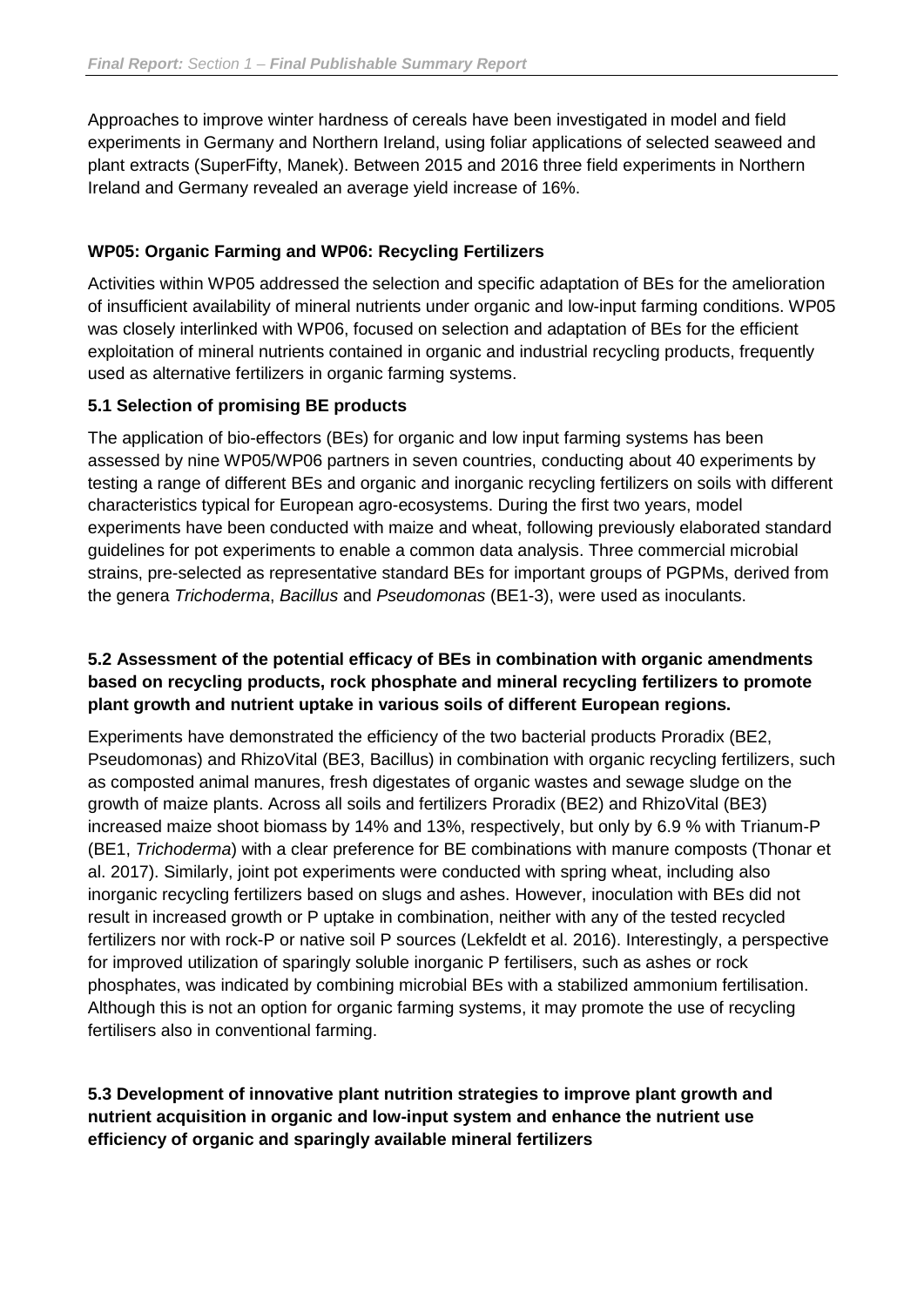Approaches to improve winter hardness of cereals have been investigated in model and field experiments in Germany and Northern Ireland, using foliar applications of selected seaweed and plant extracts (SuperFifty, Manek). Between 2015 and 2016 three field experiments in Northern Ireland and Germany revealed an average yield increase of 16%.

### WP05: Organic Farming and WP06: Recycling Fertilizers

Activities within WP05 addressed the selection and specific adaptation of BEs for the amelioration of insufficient availability of mineral nutrients under organic and low-input farming conditions. WP05 was closely interlinked with WP06, focused on selection and adaptation of BEs for the efficient exploitation of mineral nutrients contained in organic and industrial recycling products, frequently used as alternative fertilizers in organic farming systems.

#### 5.1 Selection of promising BE products

The application of bio-effectors (BEs) for organic and low input farming systems has been assessed by nine WP05/WP06 partners in seven countries, conducting about 40 experiments by testing a range of different BEs and organic and inorganic recycling fertilizers on soils with different characteristics typical for European agro-ecosystems. During the first two years, model experiments have been conducted with maize and wheat, following previously elaborated standard guidelines for pot experiments to enable a common data analysis. Three commercial microbial strains, pre-selected as representative standard BEs for important groups of PGPMs, derived from the genera *Trichoderma*, *Bacillus* and *Pseudomonas* (BE1-3), were used as inoculants.

#### 5.2 Assessment of the potential efficacy of BEs in combination with organic amendments based on recycling products, rock phosphate and mineral recycling fertilizers to promote plant growth and nutrient uptake in various soils of different European regions.

Experiments have demonstrated the efficiency of the two bacterial products Proradix (BE2, Pseudomonas) and RhizoVital (BE3, Bacillus) in combination with organic recycling fertilizers, such as composted animal manures, fresh digestates of organic wastes and sewage sludge on the growth of maize plants. Across all soils and fertilizers Proradix (BE2) and RhizoVital (BE3) increased maize shoot biomass by 14% and 13%, respectively, but only by 6.9 % with Trianum-P (BE1, *Trichoderma*) with a clear preference for BE combinations with manure composts (Thonar et al. 2017). Similarly, joint pot experiments were conducted with spring wheat, including also inorganic recycling fertilizers based on slugs and ashes. However, inoculation with BEs did not result in increased growth or P uptake in combination, neither with any of the tested recycled fertilizers nor with rock-P or native soil P sources (Lekfeldt et al. 2016). Interestingly, a perspective for improved utilization of sparingly soluble inorganic P fertilisers, such as ashes or rock phosphates, was indicated by combining microbial BEs with a stabilized ammonium fertilisation. Although this is not an option for organic farming systems, it may promote the use of recycling fertilisers also in conventional farming.

#### 5.3 Development of innovative plant nutrition strategies to improve plant growth and nutrient acquisition in organic and low-input system and enhance the nutrient use efficiency of organic and sparingly available mineral fertilizers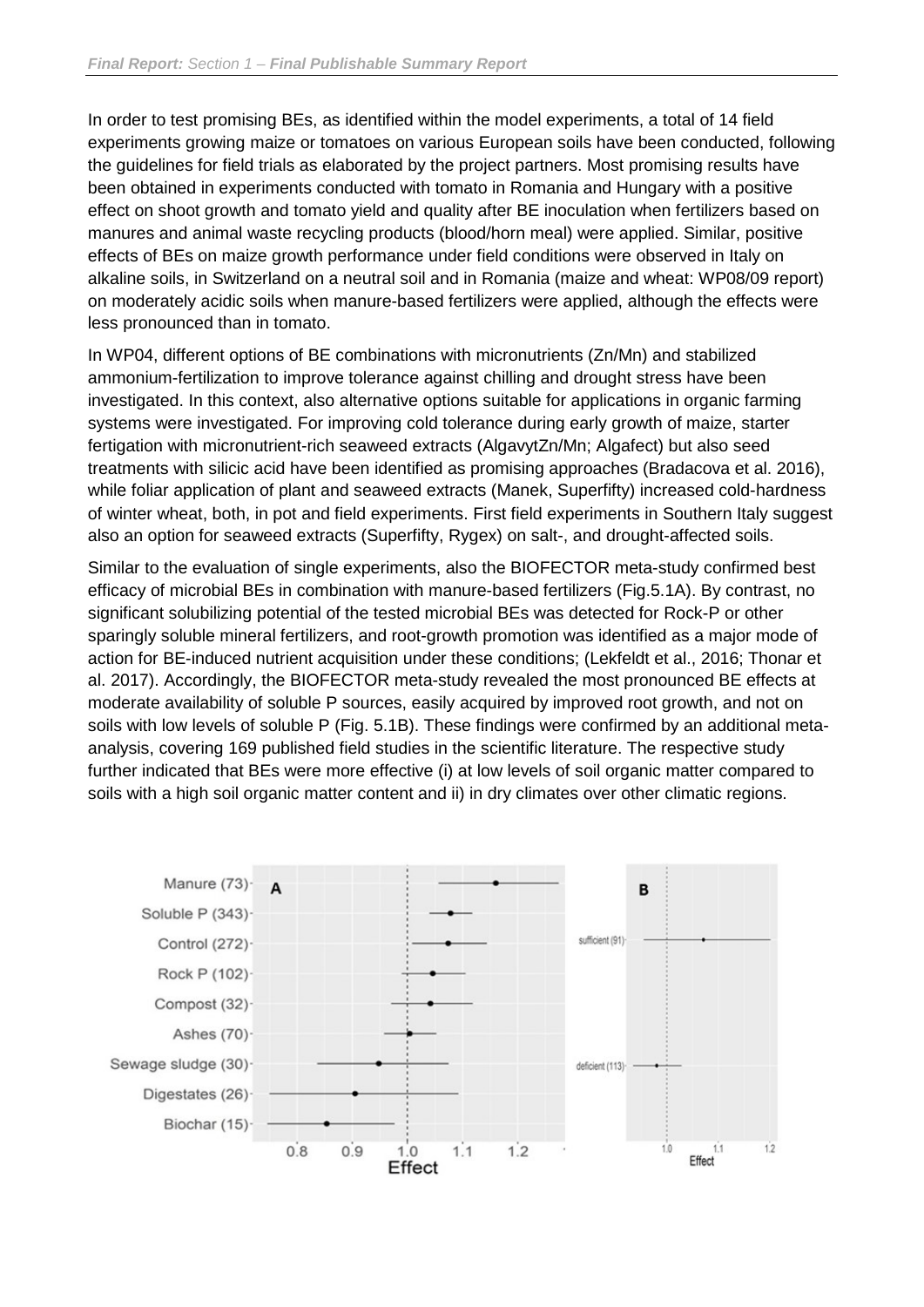In order to test promising BEs, as identified within the model experiments, a total of 14 field experiments growing maize or tomatoes on various European soils have been conducted, following the guidelines for field trials as elaborated by the project partners. Most promising results have been obtained in experiments conducted with tomato in Romania and Hungary with a positive effect on shoot growth and tomato yield and quality after BE inoculation when fertilizers based on manures and animal waste recycling products (blood/horn meal) were applied. Similar, positive effects of BEs on maize growth performance under field conditions were observed in Italy on alkaline soils, in Switzerland on a neutral soil and in Romania (maize and wheat: WP08/09 report) on moderately acidic soils when manure-based fertilizers were applied, although the effects were less pronounced than in tomato.

In WP04, different options of BE combinations with micronutrients (Zn/Mn) and stabilized ammonium-fertilization to improve tolerance against chilling and drought stress have been investigated. In this context, also alternative options suitable for applications in organic farming systems were investigated. For improving cold tolerance during early growth of maize, starter fertigation with micronutrient-rich seaweed extracts (AlgavytZn/Mn; Algafect) but also seed treatments with silicic acid have been identified as promising approaches (Bradacova et al. 2016), while foliar application of plant and seaweed extracts (Manek, Superfifty) increased cold-hardness of winter wheat, both, in pot and field experiments. First field experiments in Southern Italy suggest also an option for seaweed extracts (Superfifty, Rygex) on salt-, and drought-affected soils.

Similar to the evaluation of single experiments, also the BIOFECTOR meta-study confirmed best efficacy of microbial BEs in combination with manure-based fertilizers (Fig.5.1A). By contrast, no significant solubilizing potential of the tested microbial BEs was detected for Rock-P or other sparingly soluble mineral fertilizers, and root-growth promotion was identified as a major mode of action for BE-induced nutrient acquisition under these conditions; (Lekfeldt et al., 2016; Thonar et al. 2017). Accordingly, the BIOFECTOR meta-study revealed the most pronounced BE effects at moderate availability of soluble P sources, easily acquired by improved root growth, and not on soils with low levels of soluble P (Fig. 5.1B). These findings were confirmed by an additional meta-analysis, covering 169 published field studies in the scientific literature. The respective study further indicated that BEs were more effective (i) at low levels of soil organic matter compared to soils with a high soil organic matter content and ii) in dry climates over other climatic regions.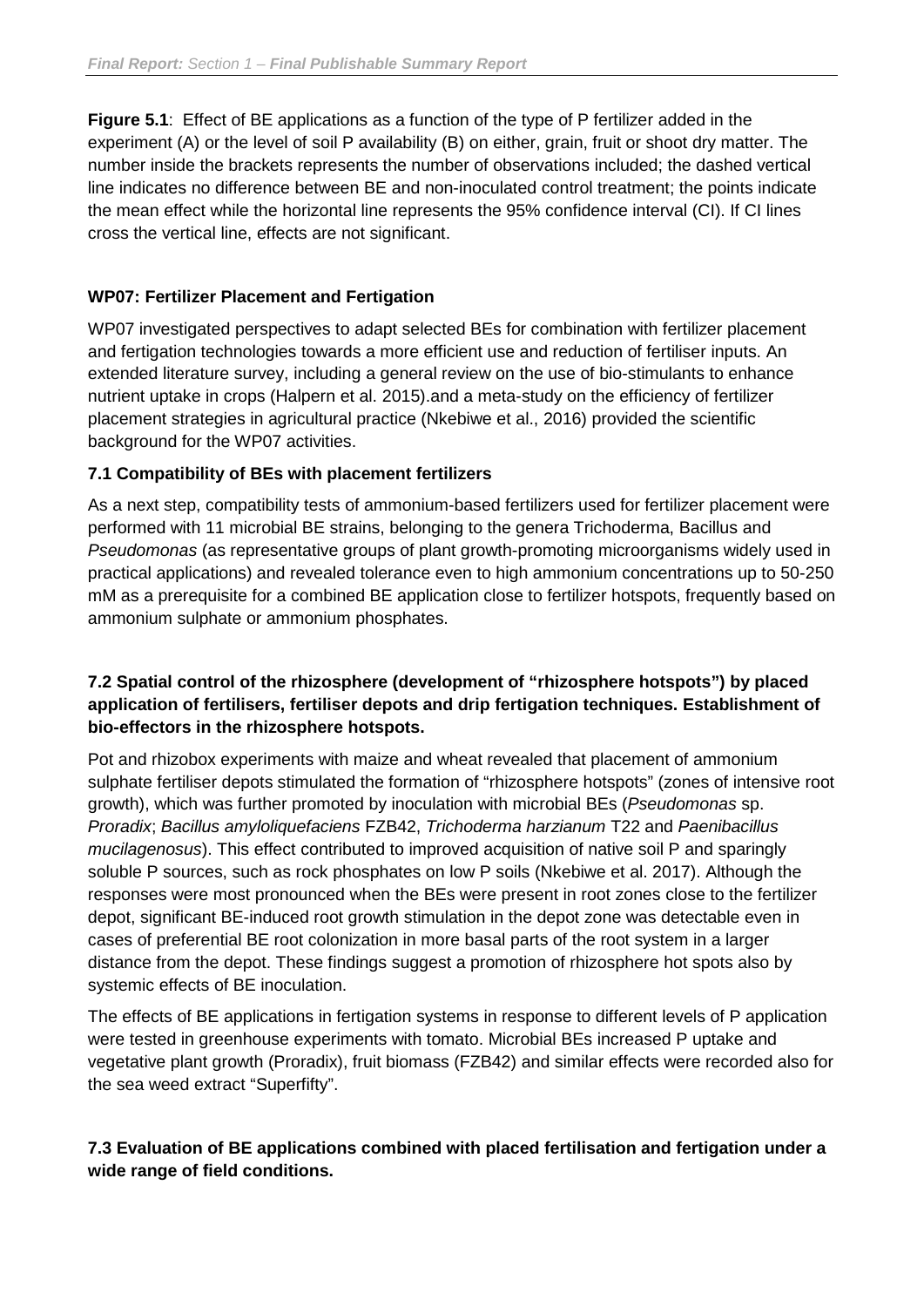**Figure 5.1**: Effect of BE applications as a function of the type of P fertilizer added in the experiment (A) or the level of soil P availability (B) on either, grain, fruit or shoot dry matter. The number inside the brackets represents the number of observations included; the dashed vertical line indicates no difference between BE and non-inoculated control treatment; the points indicate the mean effect while the horizontal line represents the 95% confidence interval (CI). If CI lines cross the vertical line, effects are not significant.

## WP07: Fertilizer Placement and Fertigation

WP07 investigated perspectives to adapt selected BEs for combination with fertilizer placement and fertigation technologies towards a more efficient use and reduction of fertiliser inputs. An extended literature survey, including a general review on the use of bio-stimulants to enhance nutrient uptake in crops (Halpern et al. 2015).and a meta-study on the efficiency of fertilizer placement strategies in agricultural practice (Nkebiwe et al., 2016) provided the scientific background for the WP07 activities.

### 7.1 Compatibility of BEs with placement fertilizers

As a next step, compatibility tests of ammonium-based fertilizers used for fertilizer placement were performed with 11 microbial BE strains, belonging to the genera Trichoderma, Bacillus and *Pseudomonas* (as representative groups of plant growth-promoting microorganisms widely used in practical applications) and revealed tolerance even to high ammonium concentrations up to 50-250 mM as a prerequisite for a combined BE application close to fertilizer hotspots, frequently based on ammonium sulphate or ammonium phosphates.

### 7.2 Spatial control of the rhizosphere (development of "rhizosphere hotspots") by placed application of fertilisers, fertiliser depots and drip fertigation techniques. Establishment of bio-effectors in the rhizosphere hotspots.

Pot and rhizobox experiments with maize and wheat revealed that placement of ammonium sulphate fertiliser depots stimulated the formation of "rhizosphere hotspots" (zones of intensive root growth), which was further promoted by inoculation with microbial BEs (*Pseudomonas* sp. *Proradix*; *Bacillus amyloliquefaciens* FZB42, *Trichoderma harzianum* T22 and *Paenibacillus mucilagenosus*). This effect contributed to improved acquisition of native soil P and sparingly soluble P sources, such as rock phosphates on low P soils (Nkebiwe et al. 2017). Although the responses were most pronounced when the BEs were present in root zones close to the fertilizer depot, significant BE-induced root growth stimulation in the depot zone was detectable even in cases of preferential BE root colonization in more basal parts of the root system in a larger distance from the depot. These findings suggest a promotion of rhizosphere hot spots also by systemic effects of BE inoculation.

The effects of BE applications in fertigation systems in response to different levels of P application were tested in greenhouse experiments with tomato. Microbial BEs increased P uptake and vegetative plant growth (Proradix), fruit biomass (FZB42) and similar effects were recorded also for the sea weed extract "Superfifty".

### 7.3 Evaluation of BE applications combined with placed fertilisation and fertigation under a wide range of field conditions.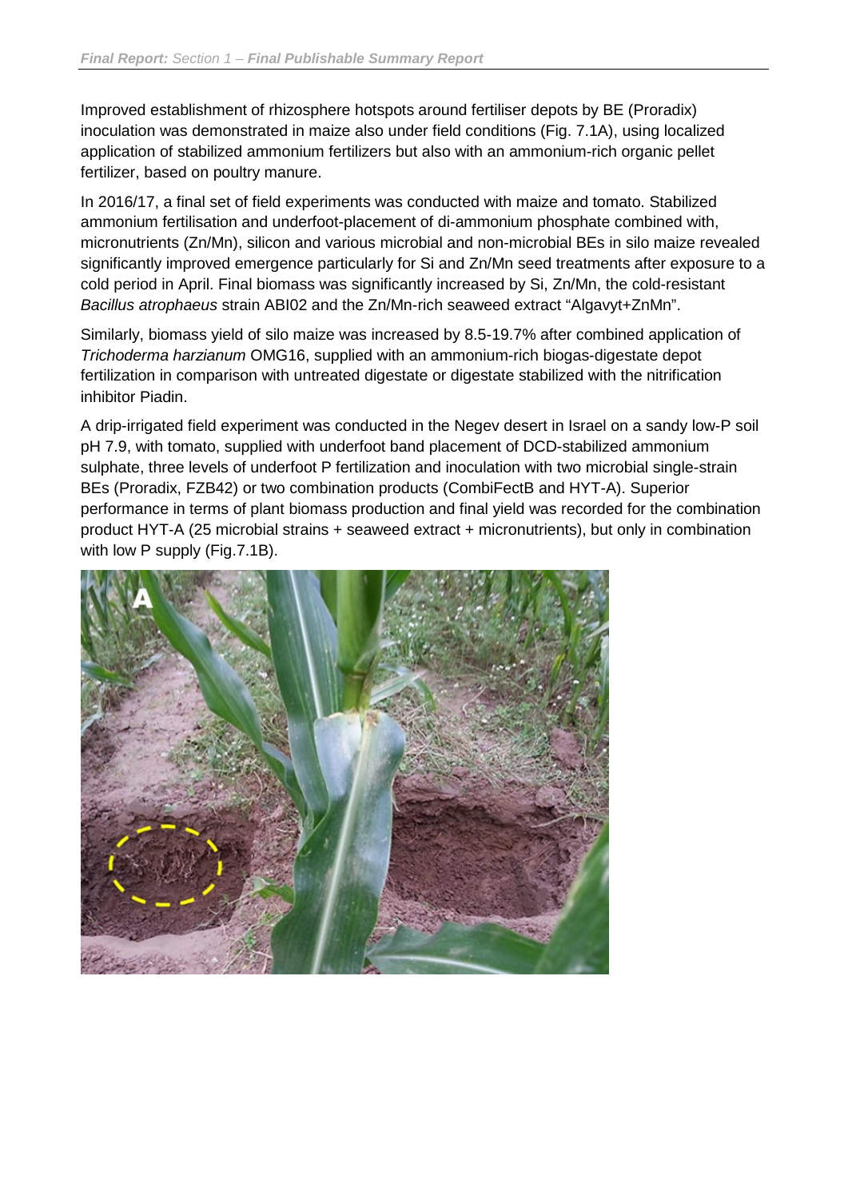Improved establishment of rhizosphere hotspots around fertiliser depots by BE (Proradix) inoculation was demonstrated in maize also under field conditions (Fig. 7.1A), using localized application of stabilized ammonium fertilizers but also with an ammonium-rich organic pellet fertilizer, based on poultry manure.

In 2016/17, a final set of field experiments was conducted with maize and tomato. Stabilized ammonium fertilisation and underfoot-placement of di-ammonium phosphate combined with, micronutrients (Zn/Mn), silicon and various microbial and non-microbial BEs in silo maize revealed significantly improved emergence particularly for Si and Zn/Mn seed treatments after exposure to a cold period in April. Final biomass was significantly increased by Si, Zn/Mn, the cold-resistant *Bacillus atrophaeus* strain ABI02 and the Zn/Mn-rich seaweed extract "Algavyt+ZnMn".

Similarly, biomass yield of silo maize was increased by 8.5-19.7% after combined application of *Trichoderma harzianum* OMG16, supplied with an ammonium-rich biogas-digestate depot fertilization in comparison with untreated digestate or digestate stabilized with the nitrification inhibitor Piadin.

A drip-irrigated field experiment was conducted in the Negev desert in Israel on a sandy low-P soil pH 7.9, with tomato, supplied with underfoot band placement of DCD-stabilized ammonium sulphate, three levels of underfoot P fertilization and inoculation with two microbial single-strain BEs (Proradix, FZB42) or two combination products (CombiFectB and HYT-A). Superior performance in terms of plant biomass production and final yield was recorded for the combination product HYT-A (25 microbial strains + seaweed extract + micronutrients), but only in combination with low P supply (Fig.7.1B).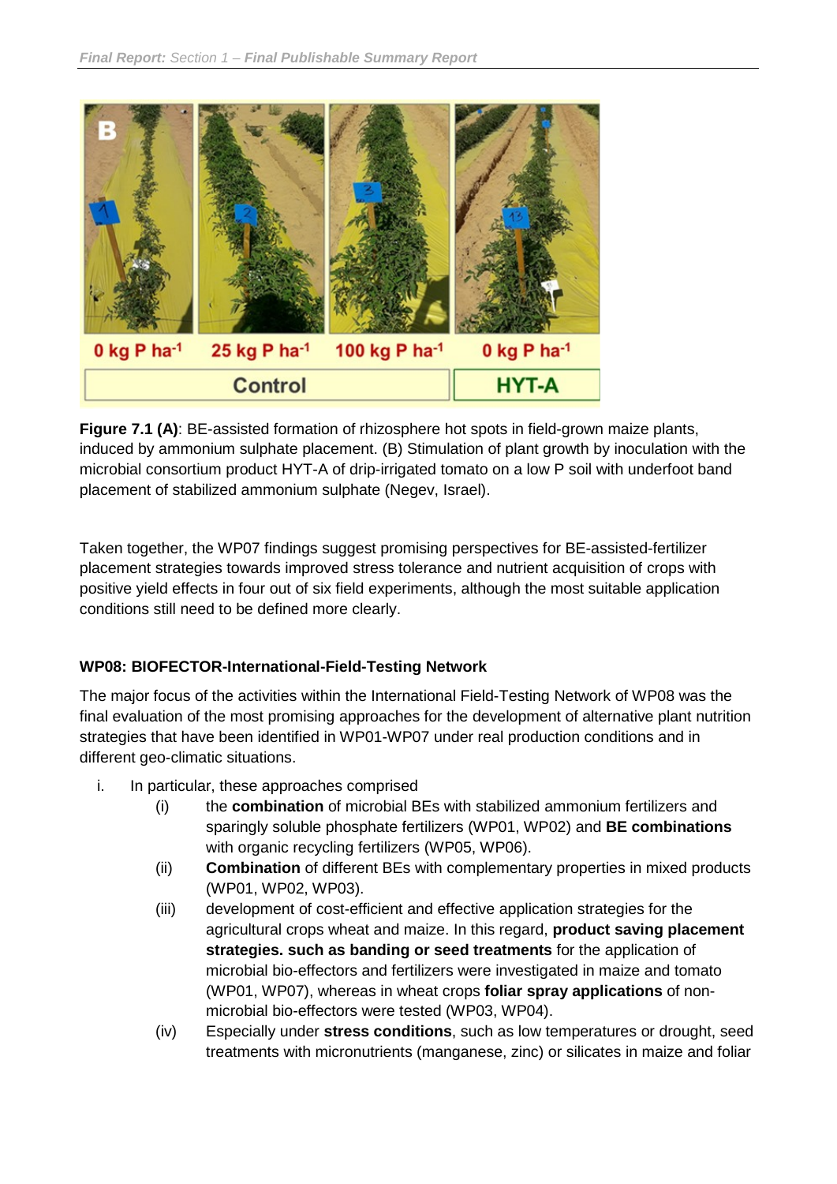**Figure 7.1 (A)**: BE-assisted formation of rhizosphere hot spots in field-grown maize plants, induced by ammonium sulphate placement. (B) Stimulation of plant growth by inoculation with the microbial consortium product HYT-A of drip-irrigated tomato on a low P soil with underfoot band placement of stabilized ammonium sulphate (Negev, Israel).

Taken together, the WP07 findings suggest promising perspectives for BE-assisted-fertilizer placement strategies towards improved stress tolerance and nutrient acquisition of crops with positive yield effects in four out of six field experiments, although the most suitable application conditions still need to be defined more clearly.

### WP08: BIOFECTOR-International-Field-Testing Network

The major focus of the activities within the International Field-Testing Network of WP08 was the final evaluation of the most promising approaches for the development of alternative plant nutrition strategies that have been identified in WP01-WP07 under real production conditions and in different geo-climatic situations.

i. In particular, these approaches comprised
   - (i) the **combination** of microbial BEs with stabilized ammonium fertilizers and sparingly soluble phosphate fertilizers (WP01, WP02) and **BE combinations** with organic recycling fertilizers (WP05, WP06).
   - (ii) **Combination** of different BEs with complementary properties in mixed products (WP01, WP02, WP03).
   - (iii) development of cost-efficient and effective application strategies for the agricultural crops wheat and maize. In this regard, **product saving placement strategies. such as banding or seed treatments** for the application of microbial bio-effectors and fertilizers were investigated in maize and tomato (WP01, WP07), whereas in wheat crops **foliar spray applications** of non-microbial bio-effectors were tested (WP03, WP04).
   - (iv) Especially under **stress conditions**, such as low temperatures or drought, seed treatments with micronutrients (manganese, zinc) or silicates in maize and foliar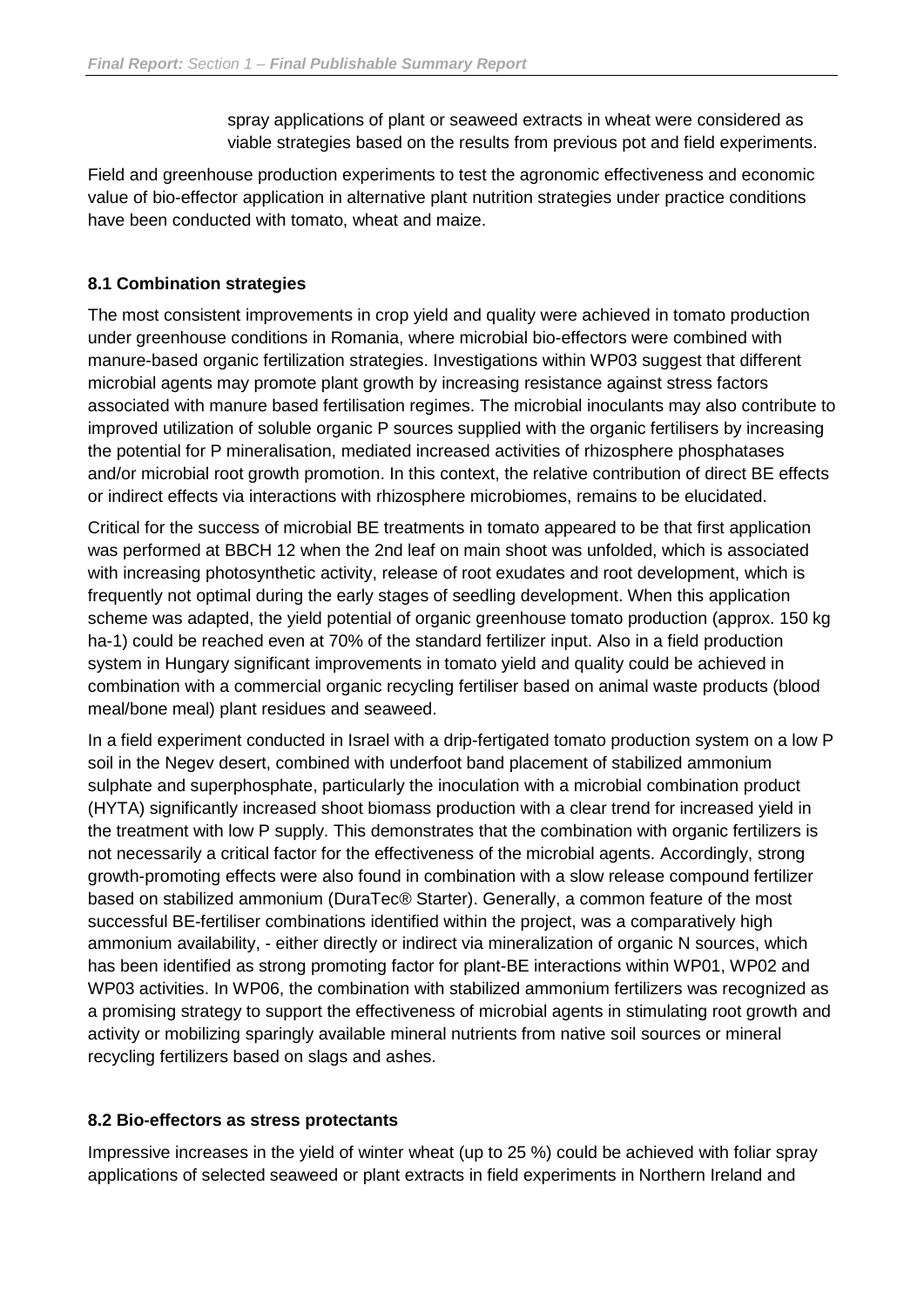spray applications of plant or seaweed extracts in wheat were considered as viable strategies based on the results from previous pot and field experiments.

Field and greenhouse production experiments to test the agronomic effectiveness and economic value of bio-effector application in alternative plant nutrition strategies under practice conditions have been conducted with tomato, wheat and maize.

### 8.1 Combination strategies

The most consistent improvements in crop yield and quality were achieved in tomato production under greenhouse conditions in Romania, where microbial bio-effectors were combined with manure-based organic fertilization strategies. Investigations within WP03 suggest that different microbial agents may promote plant growth by increasing resistance against stress factors associated with manure based fertilisation regimes. The microbial inoculants may also contribute to improved utilization of soluble organic P sources supplied with the organic fertilisers by increasing the potential for P mineralisation, mediated increased activities of rhizosphere phosphatases and/or microbial root growth promotion. In this context, the relative contribution of direct BE effects or indirect effects via interactions with rhizosphere microbiomes, remains to be elucidated.

Critical for the success of microbial BE treatments in tomato appeared to be that first application was performed at BBCH 12 when the 2nd leaf on main shoot was unfolded, which is associated with increasing photosynthetic activity, release of root exudates and root development, which is frequently not optimal during the early stages of seedling development. When this application scheme was adapted, the yield potential of organic greenhouse tomato production (approx. 150 kg ha-1) could be reached even at 70% of the standard fertilizer input. Also in a field production system in Hungary significant improvements in tomato yield and quality could be achieved in combination with a commercial organic recycling fertiliser based on animal waste products (blood meal/bone meal) plant residues and seaweed.

In a field experiment conducted in Israel with a drip-fertigated tomato production system on a low P soil in the Negev desert, combined with underfoot band placement of stabilized ammonium sulphate and superphosphate, particularly the inoculation with a microbial combination product (HYTA) significantly increased shoot biomass production with a clear trend for increased yield in the treatment with low P supply. This demonstrates that the combination with organic fertilizers is not necessarily a critical factor for the effectiveness of the microbial agents. Accordingly, strong growth-promoting effects were also found in combination with a slow release compound fertilizer based on stabilized ammonium (DuraTec® Starter). Generally, a common feature of the most successful BE-fertiliser combinations identified within the project, was a comparatively high ammonium availability, - either directly or indirect via mineralization of organic N sources, which has been identified as strong promoting factor for plant-BE interactions within WP01, WP02 and WP03 activities. In WP06, the combination with stabilized ammonium fertilizers was recognized as a promising strategy to support the effectiveness of microbial agents in stimulating root growth and activity or mobilizing sparingly available mineral nutrients from native soil sources or mineral recycling fertilizers based on slags and ashes.

### 8.2 Bio-effectors as stress protectants

Impressive increases in the yield of winter wheat (up to 25 %) could be achieved with foliar spray applications of selected seaweed or plant extracts in field experiments in Northern Ireland and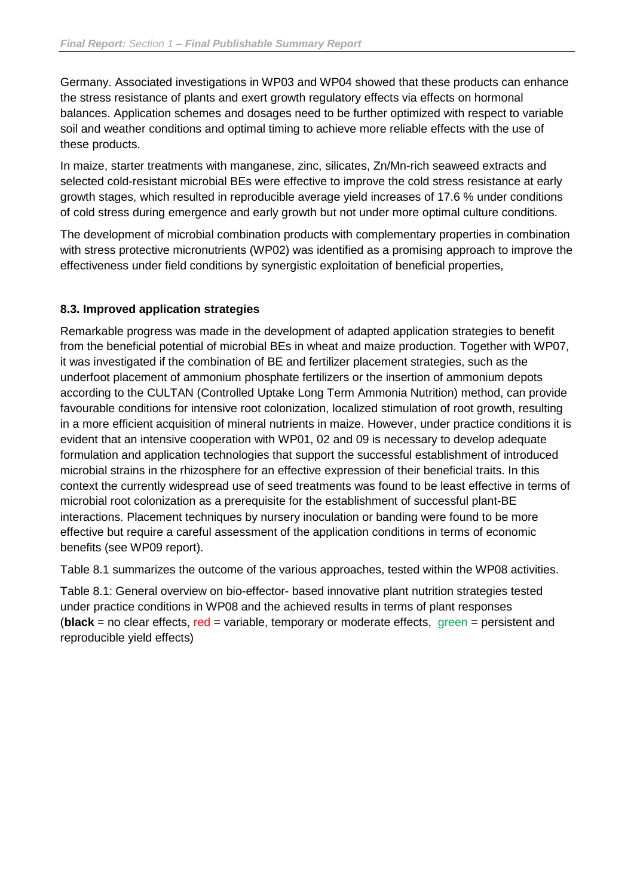Germany. Associated investigations in WP03 and WP04 showed that these products can enhance the stress resistance of plants and exert growth regulatory effects via effects on hormonal balances. Application schemes and dosages need to be further optimized with respect to variable soil and weather conditions and optimal timing to achieve more reliable effects with the use of these products.

In maize, starter treatments with manganese, zinc, silicates, Zn/Mn-rich seaweed extracts and selected cold-resistant microbial BEs were effective to improve the cold stress resistance at early growth stages, which resulted in reproducible average yield increases of 17.6 % under conditions of cold stress during emergence and early growth but not under more optimal culture conditions.

The development of microbial combination products with complementary properties in combination with stress protective micronutrients (WP02) was identified as a promising approach to improve the effectiveness under field conditions by synergistic exploitation of beneficial properties,

### 8.3. Improved application strategies

Remarkable progress was made in the development of adapted application strategies to benefit from the beneficial potential of microbial BEs in wheat and maize production. Together with WP07, it was investigated if the combination of BE and fertilizer placement strategies, such as the underfoot placement of ammonium phosphate fertilizers or the insertion of ammonium depots according to the CULTAN (Controlled Uptake Long Term Ammonia Nutrition) method, can provide favourable conditions for intensive root colonization, localized stimulation of root growth, resulting in a more efficient acquisition of mineral nutrients in maize. However, under practice conditions it is evident that an intensive cooperation with WP01, 02 and 09 is necessary to develop adequate formulation and application technologies that support the successful establishment of introduced microbial strains in the rhizosphere for an effective expression of their beneficial traits. In this context the currently widespread use of seed treatments was found to be least effective in terms of microbial root colonization as a prerequisite for the establishment of successful plant-BE interactions. Placement techniques by nursery inoculation or banding were found to be more effective but require a careful assessment of the application conditions in terms of economic benefits (see WP09 report).

Table 8.1 summarizes the outcome of the various approaches, tested within the WP08 activities.

Table 8.1: General overview on bio-effector- based innovative plant nutrition strategies tested under practice conditions in WP08 and the achieved results in terms of plant responses (**black** = no clear effects, red = variable, temporary or moderate effects, green = persistent and reproducible yield effects)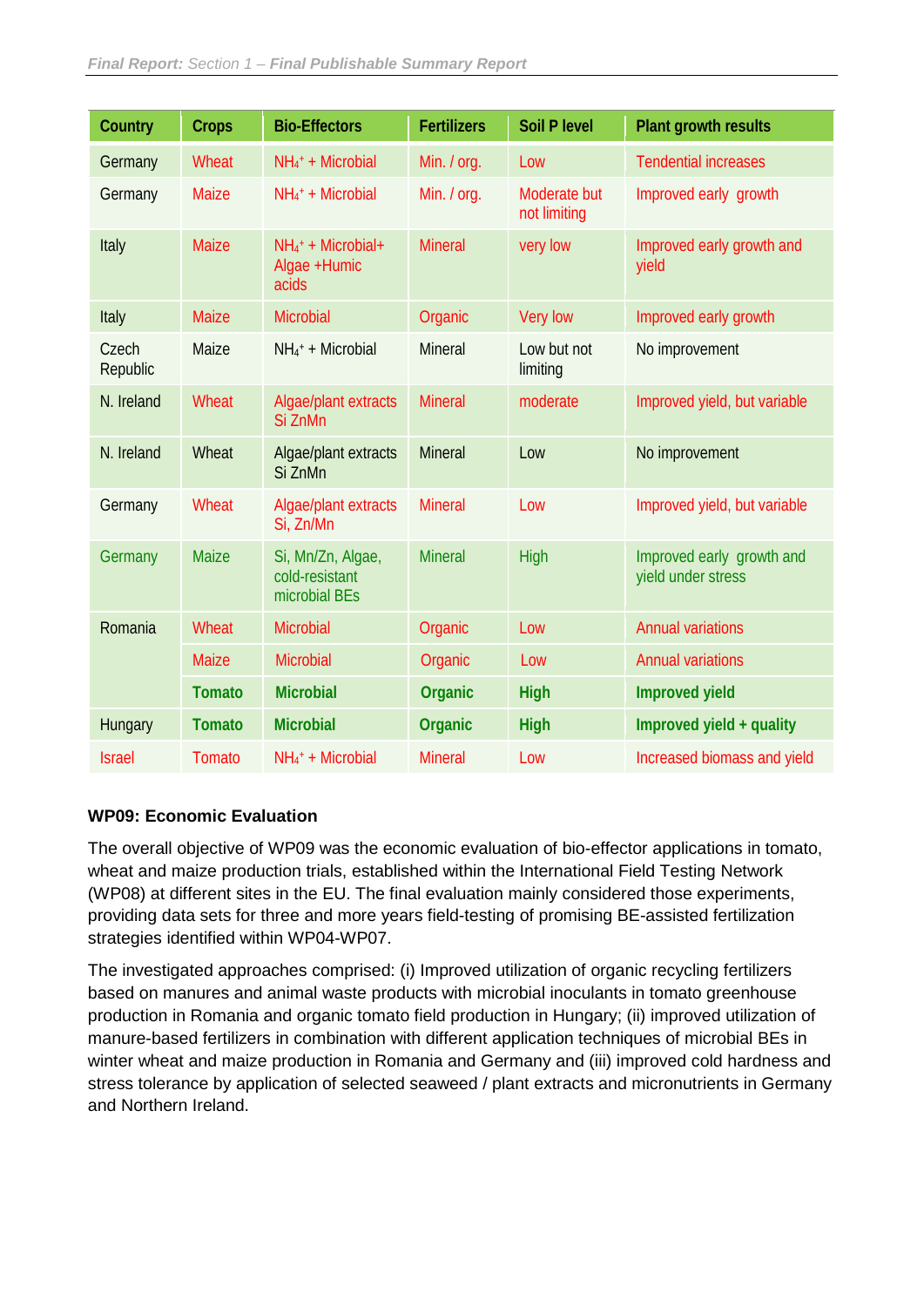| Country | Crops | Bio-Effectors | Fertilizers | Soil P level | Plant growth results |
|---|---|---|---|---|---|
| Germany | Wheat | $NH_4^+$ + Microbial | Min. / org. | Low | Tendential increases |
| Germany | Maize | $NH_4^+$ + Microbial | Min. / org. | Moderate but not limiting | Improved early growth |
| Italy | Maize | $NH_4^+$ + Microbial+ Algae +Humic acids | Mineral | very low | Improved early growth and yield |
| Italy | Maize | Microbial | Organic | Very low | Improved early growth |
| Czech Republic | Maize | $NH_4^+$ + Microbial | Mineral | Low but not limiting | No improvement |
| N. Ireland | Wheat | Algae/plant extracts Si ZnMn | Mineral | moderate | Improved yield, but variable |
| N. Ireland | Wheat | Algae/plant extracts Si ZnMn | Mineral | Low | No improvement |
| Germany | Wheat | Algae/plant extracts Si, Zn/Mn | Mineral | Low | Improved yield, but variable |
| Germany | Maize | Si, Mn/Zn, Algae, cold-resistant microbial BEs | Mineral | High | Improved early growth and yield under stress |
| Romania | Wheat | Microbial | Organic | Low | Annual variations |
| | Maize | Microbial | Organic | Low | Annual variations |
| | **Tomato** | **Microbial** | **Organic** | **High** | **Improved yield** |
| Hungary | **Tomato** | **Microbial** | **Organic** | **High** | **Improved yield + quality** |
| Israel | Tomato | $NH_4^+$ + Microbial | Mineral | Low | Increased biomass and yield |

**WP09: Economic Evaluation**

The overall objective of WP09 was the economic evaluation of bio-effector applications in tomato, wheat and maize production trials, established within the International Field Testing Network (WP08) at different sites in the EU. The final evaluation mainly considered those experiments, providing data sets for three and more years field-testing of promising BE-assisted fertilization strategies identified within WP04-WP07.

The investigated approaches comprised: (i) Improved utilization of organic recycling fertilizers based on manures and animal waste products with microbial inoculants in tomato greenhouse production in Romania and organic tomato field production in Hungary; (ii) improved utilization of manure-based fertilizers in combination with different application techniques of microbial BEs in winter wheat and maize production in Romania and Germany and (iii) improved cold hardness and stress tolerance by application of selected seaweed / plant extracts and micronutrients in Germany and Northern Ireland.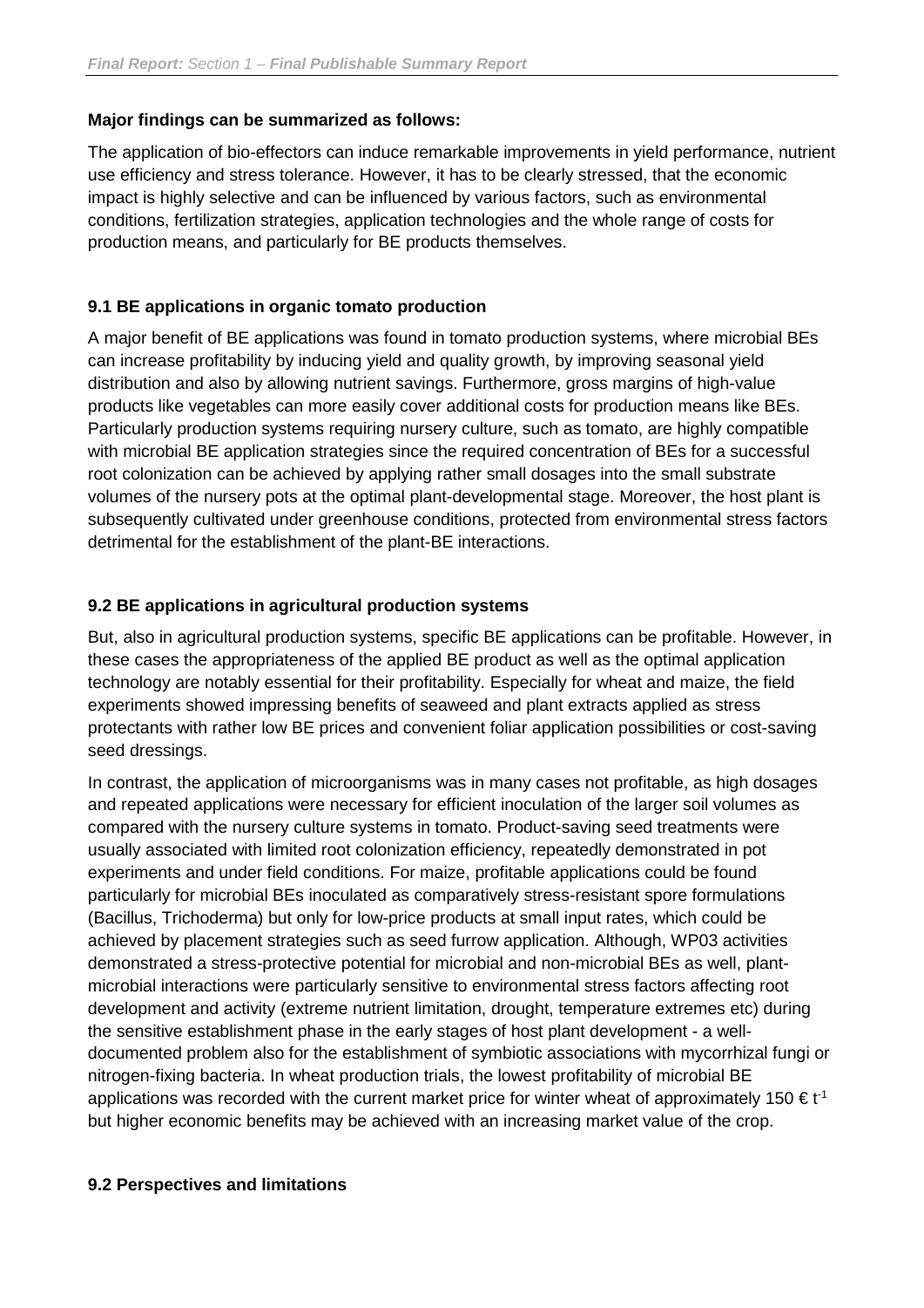**Major findings can be summarized as follows:**

The application of bio-effectors can induce remarkable improvements in yield performance, nutrient use efficiency and stress tolerance. However, it has to be clearly stressed, that the economic impact is highly selective and can be influenced by various factors, such as environmental conditions, fertilization strategies, application technologies and the whole range of costs for production means, and particularly for BE products themselves.

### 9.1 BE applications in organic tomato production

A major benefit of BE applications was found in tomato production systems, where microbial BEs can increase profitability by inducing yield and quality growth, by improving seasonal yield distribution and also by allowing nutrient savings. Furthermore, gross margins of high-value products like vegetables can more easily cover additional costs for production means like BEs. Particularly production systems requiring nursery culture, such as tomato, are highly compatible with microbial BE application strategies since the required concentration of BEs for a successful root colonization can be achieved by applying rather small dosages into the small substrate volumes of the nursery pots at the optimal plant-developmental stage. Moreover, the host plant is subsequently cultivated under greenhouse conditions, protected from environmental stress factors detrimental for the establishment of the plant-BE interactions.

### 9.2 BE applications in agricultural production systems

But, also in agricultural production systems, specific BE applications can be profitable. However, in these cases the appropriateness of the applied BE product as well as the optimal application technology are notably essential for their profitability. Especially for wheat and maize, the field experiments showed impressing benefits of seaweed and plant extracts applied as stress protectants with rather low BE prices and convenient foliar application possibilities or cost-saving seed dressings.

In contrast, the application of microorganisms was in many cases not profitable, as high dosages and repeated applications were necessary for efficient inoculation of the larger soil volumes as compared with the nursery culture systems in tomato. Product-saving seed treatments were usually associated with limited root colonization efficiency, repeatedly demonstrated in pot experiments and under field conditions. For maize, profitable applications could be found particularly for microbial BEs inoculated as comparatively stress-resistant spore formulations (Bacillus, Trichoderma) but only for low-price products at small input rates, which could be achieved by placement strategies such as seed furrow application. Although, WP03 activities demonstrated a stress-protective potential for microbial and non-microbial BEs as well, plant-microbial interactions were particularly sensitive to environmental stress factors affecting root development and activity (extreme nutrient limitation, drought, temperature extremes etc) during the sensitive establishment phase in the early stages of host plant development - a well-documented problem also for the establishment of symbiotic associations with mycorrhizal fungi or nitrogen-fixing bacteria. In wheat production trials, the lowest profitability of microbial BE applications was recorded with the current market price for winter wheat of approximately 150 € $t^{-1}$ but higher economic benefits may be achieved with an increasing market value of the crop.

### 9.2 Perspectives and limitations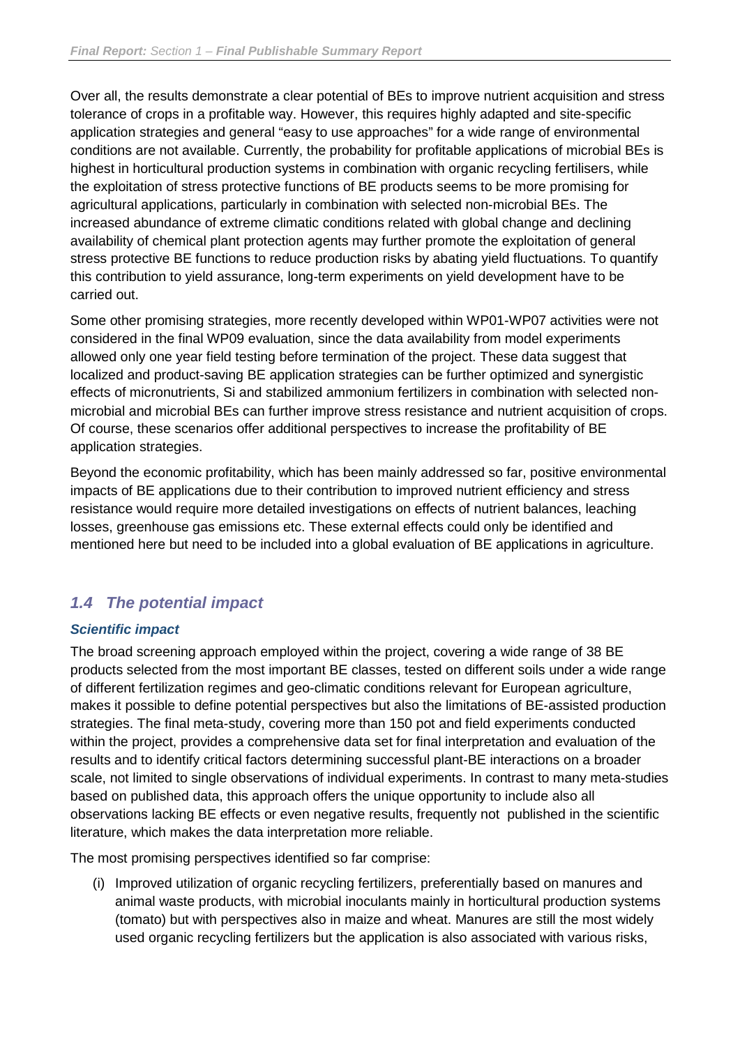Over all, the results demonstrate a clear potential of BEs to improve nutrient acquisition and stress tolerance of crops in a profitable way. However, this requires highly adapted and site-specific application strategies and general "easy to use approaches" for a wide range of environmental conditions are not available. Currently, the probability for profitable applications of microbial BEs is highest in horticultural production systems in combination with organic recycling fertilisers, while the exploitation of stress protective functions of BE products seems to be more promising for agricultural applications, particularly in combination with selected non-microbial BEs. The increased abundance of extreme climatic conditions related with global change and declining availability of chemical plant protection agents may further promote the exploitation of general stress protective BE functions to reduce production risks by abating yield fluctuations. To quantify this contribution to yield assurance, long-term experiments on yield development have to be carried out.

Some other promising strategies, more recently developed within WP01-WP07 activities were not considered in the final WP09 evaluation, since the data availability from model experiments allowed only one year field testing before termination of the project. These data suggest that localized and product-saving BE application strategies can be further optimized and synergistic effects of micronutrients, Si and stabilized ammonium fertilizers in combination with selected non-microbial and microbial BEs can further improve stress resistance and nutrient acquisition of crops. Of course, these scenarios offer additional perspectives to increase the profitability of BE application strategies.

Beyond the economic profitability, which has been mainly addressed so far, positive environmental impacts of BE applications due to their contribution to improved nutrient efficiency and stress resistance would require more detailed investigations on effects of nutrient balances, leaching losses, greenhouse gas emissions etc. These external effects could only be identified and mentioned here but need to be included into a global evaluation of BE applications in agriculture.

## *1.4 The potential impact*

### *Scientific impact*

The broad screening approach employed within the project, covering a wide range of 38 BE products selected from the most important BE classes, tested on different soils under a wide range of different fertilization regimes and geo-climatic conditions relevant for European agriculture, makes it possible to define potential perspectives but also the limitations of BE-assisted production strategies. The final meta-study, covering more than 150 pot and field experiments conducted within the project, provides a comprehensive data set for final interpretation and evaluation of the results and to identify critical factors determining successful plant-BE interactions on a broader scale, not limited to single observations of individual experiments. In contrast to many meta-studies based on published data, this approach offers the unique opportunity to include also all observations lacking BE effects or even negative results, frequently not published in the scientific literature, which makes the data interpretation more reliable.

The most promising perspectives identified so far comprise:

(i) Improved utilization of organic recycling fertilizers, preferentially based on manures and animal waste products, with microbial inoculants mainly in horticultural production systems (tomato) but with perspectives also in maize and wheat. Manures are still the most widely used organic recycling fertilizers but the application is also associated with various risks,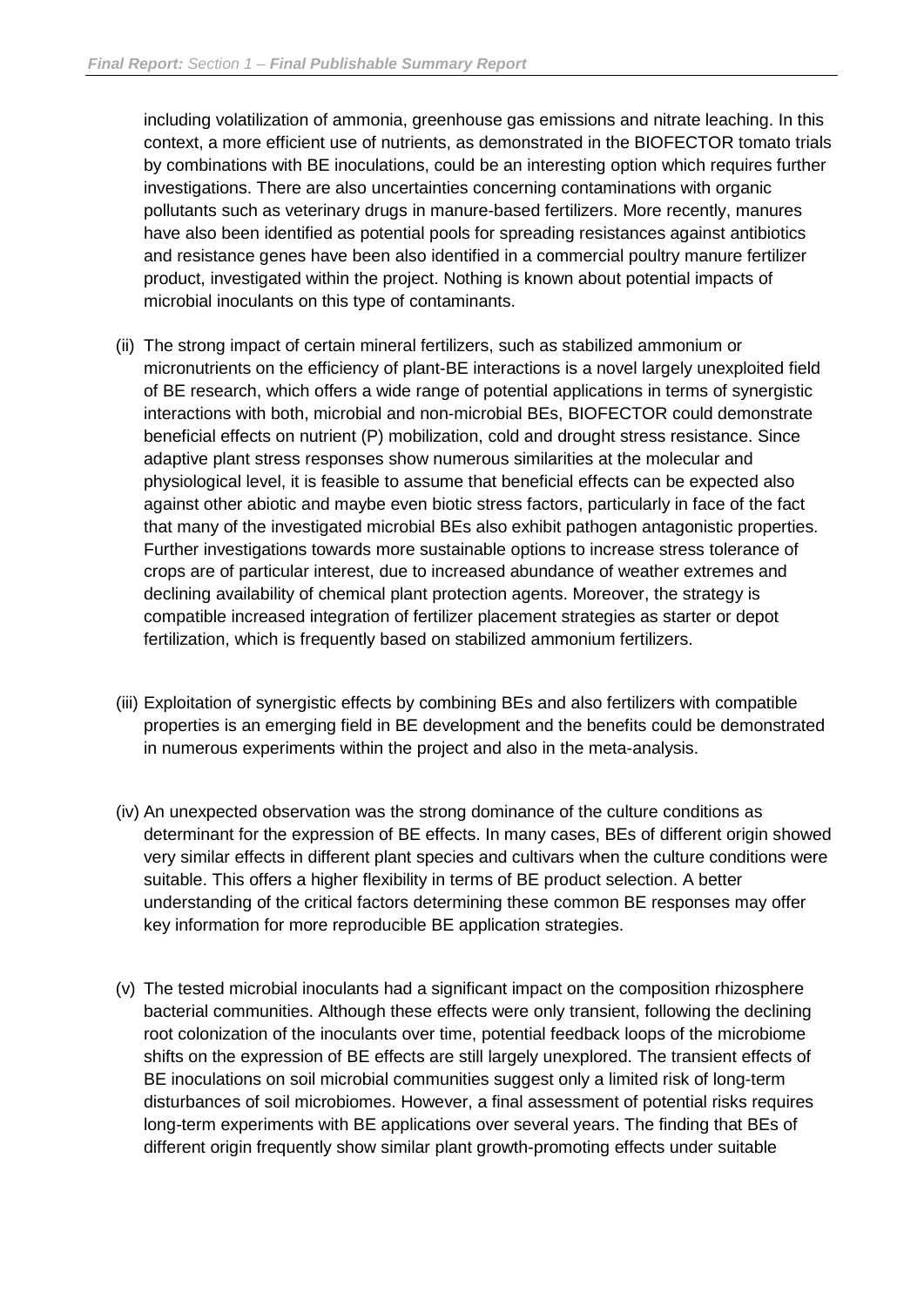including volatilization of ammonia, greenhouse gas emissions and nitrate leaching. In this context, a more efficient use of nutrients, as demonstrated in the BIOFECTOR tomato trials by combinations with BE inoculations, could be an interesting option which requires further investigations. There are also uncertainties concerning contaminations with organic pollutants such as veterinary drugs in manure-based fertilizers. More recently, manures have also been identified as potential pools for spreading resistances against antibiotics and resistance genes have been also identified in a commercial poultry manure fertilizer product, investigated within the project. Nothing is known about potential impacts of microbial inoculants on this type of contaminants.

(ii) The strong impact of certain mineral fertilizers, such as stabilized ammonium or micronutrients on the efficiency of plant-BE interactions is a novel largely unexploited field of BE research, which offers a wide range of potential applications in terms of synergistic interactions with both, microbial and non-microbial BEs, BIOFECTOR could demonstrate beneficial effects on nutrient (P) mobilization, cold and drought stress resistance. Since adaptive plant stress responses show numerous similarities at the molecular and physiological level, it is feasible to assume that beneficial effects can be expected also against other abiotic and maybe even biotic stress factors, particularly in face of the fact that many of the investigated microbial BEs also exhibit pathogen antagonistic properties. Further investigations towards more sustainable options to increase stress tolerance of crops are of particular interest, due to increased abundance of weather extremes and declining availability of chemical plant protection agents. Moreover, the strategy is compatible increased integration of fertilizer placement strategies as starter or depot fertilization, which is frequently based on stabilized ammonium fertilizers.

(iii) Exploitation of synergistic effects by combining BEs and also fertilizers with compatible properties is an emerging field in BE development and the benefits could be demonstrated in numerous experiments within the project and also in the meta-analysis.

(iv) An unexpected observation was the strong dominance of the culture conditions as determinant for the expression of BE effects. In many cases, BEs of different origin showed very similar effects in different plant species and cultivars when the culture conditions were suitable. This offers a higher flexibility in terms of BE product selection. A better understanding of the critical factors determining these common BE responses may offer key information for more reproducible BE application strategies.

(v) The tested microbial inoculants had a significant impact on the composition rhizosphere bacterial communities. Although these effects were only transient, following the declining root colonization of the inoculants over time, potential feedback loops of the microbiome shifts on the expression of BE effects are still largely unexplored. The transient effects of BE inoculations on soil microbial communities suggest only a limited risk of long-term disturbances of soil microbiomes. However, a final assessment of potential risks requires long-term experiments with BE applications over several years. The finding that BEs of different origin frequently show similar plant growth-promoting effects under suitable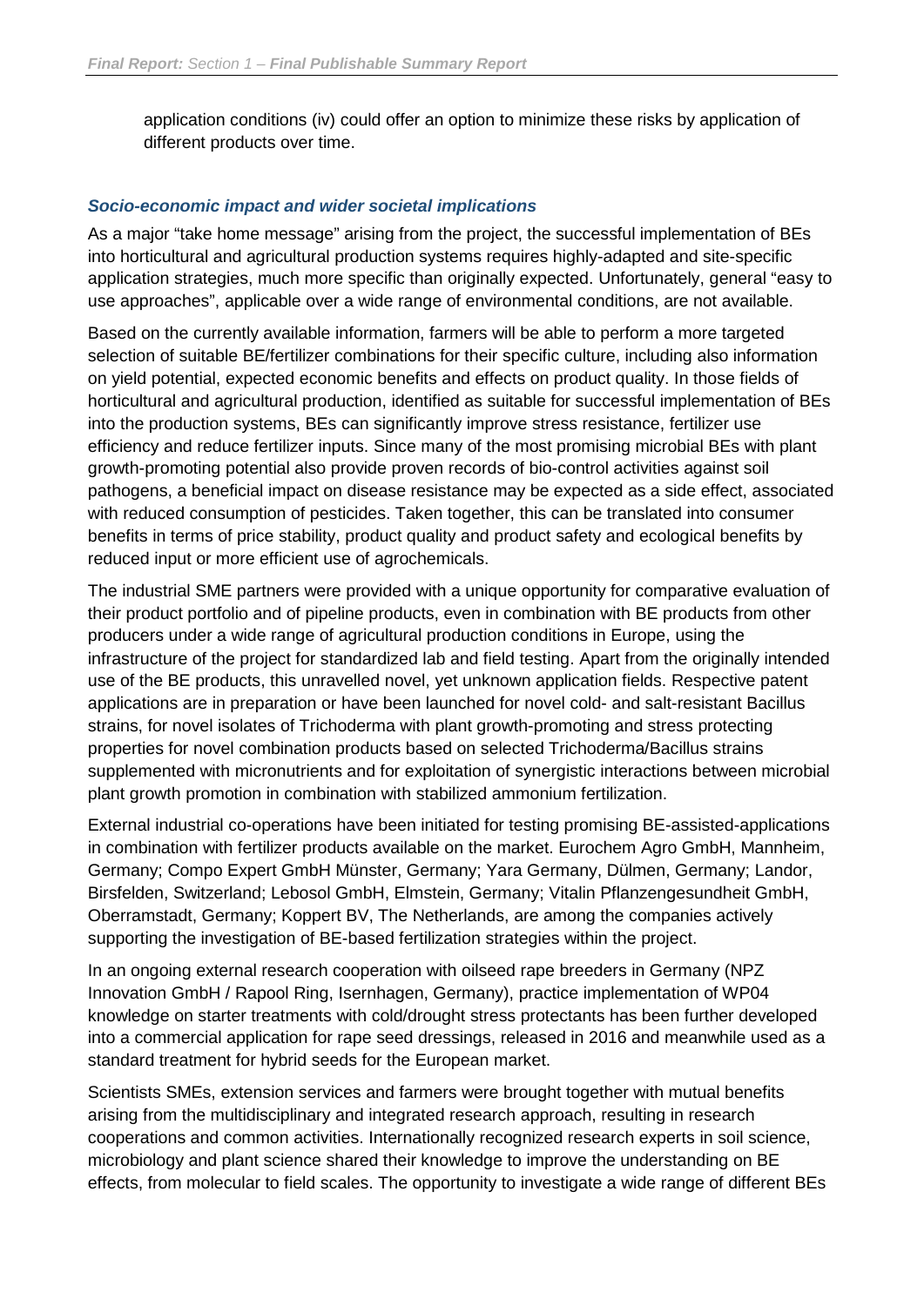application conditions (iv) could offer an option to minimize these risks by application of different products over time.

### *Socio-economic impact and wider societal implications*

As a major “take home message” arising from the project, the successful implementation of BEs into horticultural and agricultural production systems requires highly-adapted and site-specific application strategies, much more specific than originally expected. Unfortunately, general “easy to use approaches”, applicable over a wide range of environmental conditions, are not available.

Based on the currently available information, farmers will be able to perform a more targeted selection of suitable BE/fertilizer combinations for their specific culture, including also information on yield potential, expected economic benefits and effects on product quality. In those fields of horticultural and agricultural production, identified as suitable for successful implementation of BEs into the production systems, BEs can significantly improve stress resistance, fertilizer use efficiency and reduce fertilizer inputs. Since many of the most promising microbial BEs with plant growth-promoting potential also provide proven records of bio-control activities against soil pathogens, a beneficial impact on disease resistance may be expected as a side effect, associated with reduced consumption of pesticides. Taken together, this can be translated into consumer benefits in terms of price stability, product quality and product safety and ecological benefits by reduced input or more efficient use of agrochemicals.

The industrial SME partners were provided with a unique opportunity for comparative evaluation of their product portfolio and of pipeline products, even in combination with BE products from other producers under a wide range of agricultural production conditions in Europe, using the infrastructure of the project for standardized lab and field testing. Apart from the originally intended use of the BE products, this unravelled novel, yet unknown application fields. Respective patent applications are in preparation or have been launched for novel cold- and salt-resistant Bacillus strains, for novel isolates of Trichoderma with plant growth-promoting and stress protecting properties for novel combination products based on selected Trichoderma/Bacillus strains supplemented with micronutrients and for exploitation of synergistic interactions between microbial plant growth promotion in combination with stabilized ammonium fertilization.

External industrial co-operations have been initiated for testing promising BE-assisted-applications in combination with fertilizer products available on the market. Eurochem Agro GmbH, Mannheim, Germany; Compo Expert GmbH Münster, Germany; Yara Germany, Dülmen, Germany; Landor, Birsfelden, Switzerland; Lebosol GmbH, Elmstein, Germany; Vitalin Pflanzengesundheit GmbH, Oberramstadt, Germany; Koppert BV, The Netherlands, are among the companies actively supporting the investigation of BE-based fertilization strategies within the project.

In an ongoing external research cooperation with oilseed rape breeders in Germany (NPZ Innovation GmbH / Rapool Ring, Isernhagen, Germany), practice implementation of WP04 knowledge on starter treatments with cold/drought stress protectants has been further developed into a commercial application for rape seed dressings, released in 2016 and meanwhile used as a standard treatment for hybrid seeds for the European market.

Scientists SMEs, extension services and farmers were brought together with mutual benefits arising from the multidisciplinary and integrated research approach, resulting in research cooperations and common activities. Internationally recognized research experts in soil science, microbiology and plant science shared their knowledge to improve the understanding on BE effects, from molecular to field scales. The opportunity to investigate a wide range of different BEs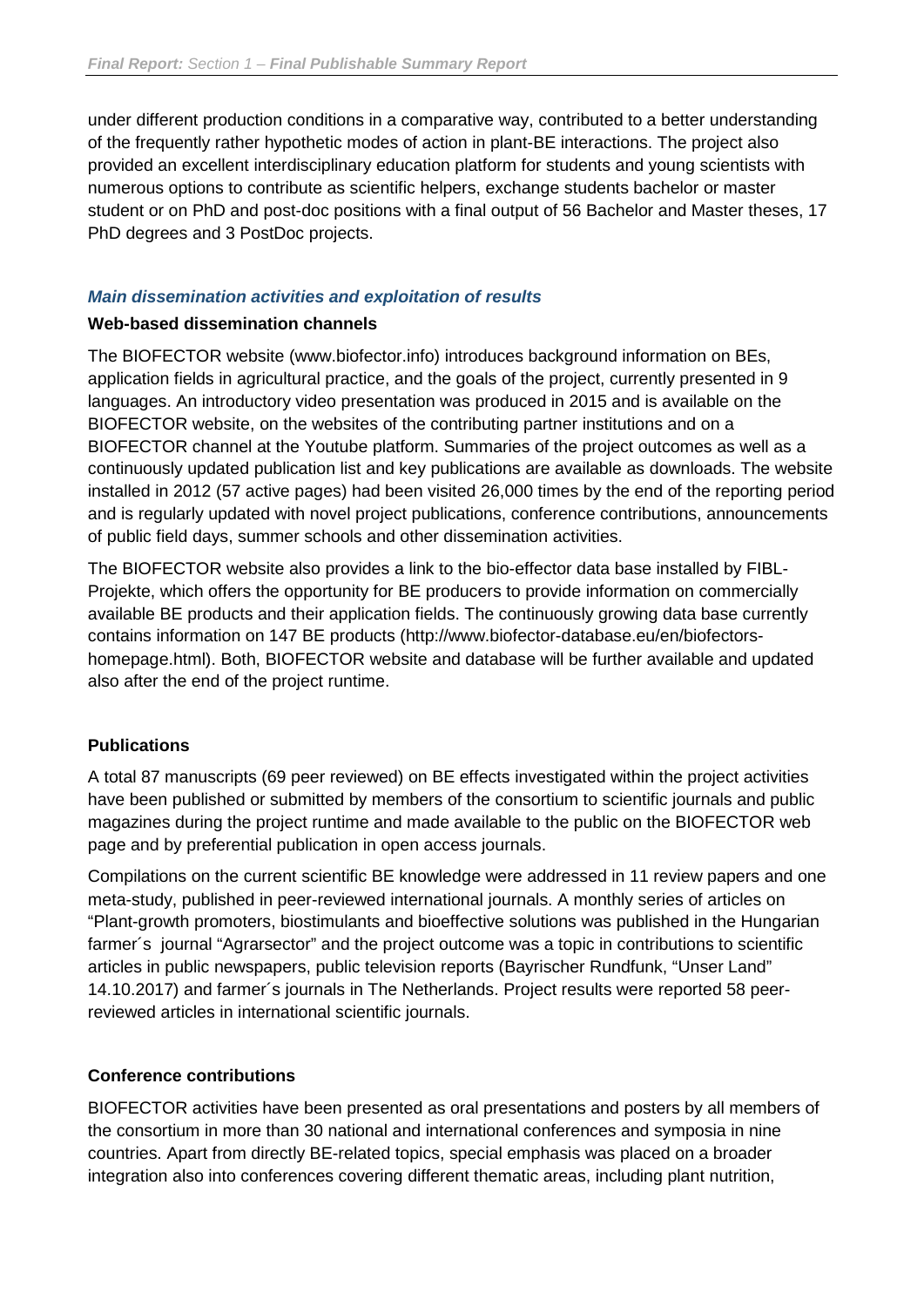under different production conditions in a comparative way, contributed to a better understanding of the frequently rather hypothetic modes of action in plant-BE interactions. The project also provided an excellent interdisciplinary education platform for students and young scientists with numerous options to contribute as scientific helpers, exchange students bachelor or master student or on PhD and post-doc positions with a final output of 56 Bachelor and Master theses, 17 PhD degrees and 3 PostDoc projects.

### *Main dissemination activities and exploitation of results*

**Web-based dissemination channels**

The BIOFECTOR website (www.biofector.info) introduces background information on BEs, application fields in agricultural practice, and the goals of the project, currently presented in 9 languages. An introductory video presentation was produced in 2015 and is available on the BIOFECTOR website, on the websites of the contributing partner institutions and on a BIOFECTOR channel at the Youtube platform. Summaries of the project outcomes as well as a continuously updated publication list and key publications are available as downloads. The website installed in 2012 (57 active pages) had been visited 26,000 times by the end of the reporting period and is regularly updated with novel project publications, conference contributions, announcements of public field days, summer schools and other dissemination activities.

The BIOFECTOR website also provides a link to the bio-effector data base installed by FIBL-Projekte, which offers the opportunity for BE producers to provide information on commercially available BE products and their application fields. The continuously growing data base currently contains information on 147 BE products (http://www.biofector-database.eu/en/biofectors-homepage.html). Both, BIOFECTOR website and database will be further available and updated also after the end of the project runtime.

**Publications**

A total 87 manuscripts (69 peer reviewed) on BE effects investigated within the project activities have been published or submitted by members of the consortium to scientific journals and public magazines during the project runtime and made available to the public on the BIOFECTOR web page and by preferential publication in open access journals.

Compilations on the current scientific BE knowledge were addressed in 11 review papers and one meta-study, published in peer-reviewed international journals. A monthly series of articles on "Plant-growth promoters, biostimulants and bioeffective solutions was published in the Hungarian farmer´s journal "Agrarsector" and the project outcome was a topic in contributions to scientific articles in public newspapers, public television reports (Bayrischer Rundfunk, "Unser Land" 14.10.2017) and farmer´s journals in The Netherlands. Project results were reported 58 peer-reviewed articles in international scientific journals.

**Conference contributions**

BIOFECTOR activities have been presented as oral presentations and posters by all members of the consortium in more than 30 national and international conferences and symposia in nine countries. Apart from directly BE-related topics, special emphasis was placed on a broader integration also into conferences covering different thematic areas, including plant nutrition,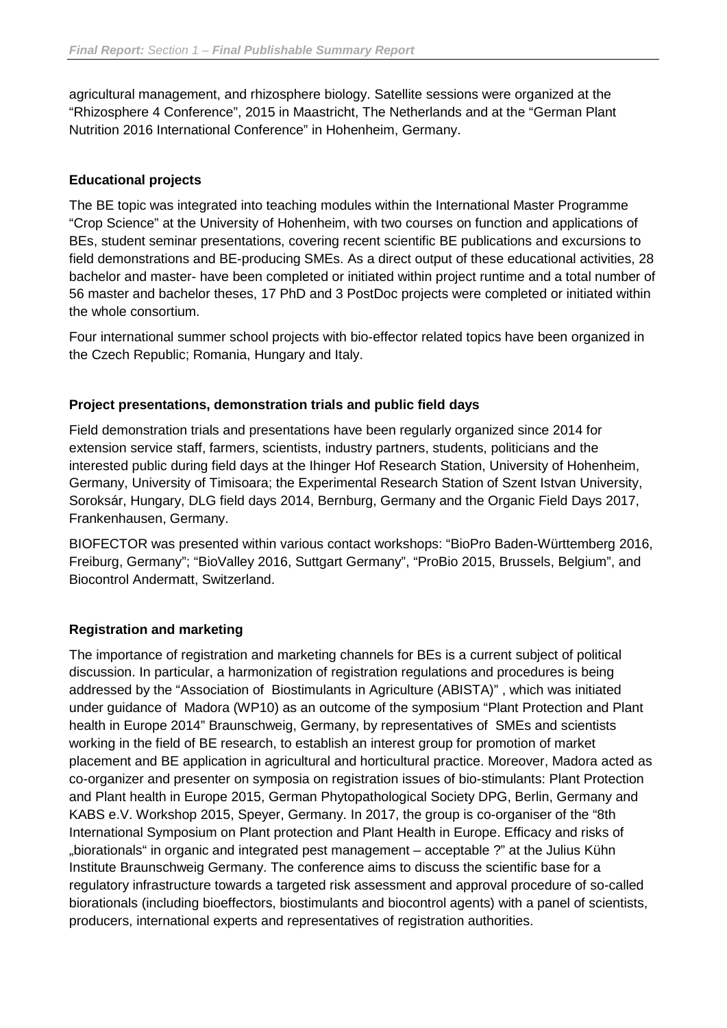agricultural management, and rhizosphere biology. Satellite sessions were organized at the "Rhizosphere 4 Conference", 2015 in Maastricht, The Netherlands and at the "German Plant Nutrition 2016 International Conference" in Hohenheim, Germany.

**Educational projects**

The BE topic was integrated into teaching modules within the International Master Programme "Crop Science" at the University of Hohenheim, with two courses on function and applications of BEs, student seminar presentations, covering recent scientific BE publications and excursions to field demonstrations and BE-producing SMEs. As a direct output of these educational activities, 28 bachelor and master- have been completed or initiated within project runtime and a total number of 56 master and bachelor theses, 17 PhD and 3 PostDoc projects were completed or initiated within the whole consortium.

Four international summer school projects with bio-effector related topics have been organized in the Czech Republic; Romania, Hungary and Italy.

**Project presentations, demonstration trials and public field days**

Field demonstration trials and presentations have been regularly organized since 2014 for extension service staff, farmers, scientists, industry partners, students, politicians and the interested public during field days at the Ihinger Hof Research Station, University of Hohenheim, Germany, University of Timisoara; the Experimental Research Station of Szent Istvan University, Soroksár, Hungary, DLG field days 2014, Bernburg, Germany and the Organic Field Days 2017, Frankenhausen, Germany.

BIOFECTOR was presented within various contact workshops: "BioPro Baden-Württemberg 2016, Freiburg, Germany"; "BioValley 2016, Suttgart Germany", "ProBio 2015, Brussels, Belgium", and Biocontrol Andermatt, Switzerland.

**Registration and marketing**

The importance of registration and marketing channels for BEs is a current subject of political discussion. In particular, a harmonization of registration regulations and procedures is being addressed by the "Association of Biostimulants in Agriculture (ABISTA)" , which was initiated under guidance of Madora (WP10) as an outcome of the symposium "Plant Protection and Plant health in Europe 2014" Braunschweig, Germany, by representatives of SMEs and scientists working in the field of BE research, to establish an interest group for promotion of market placement and BE application in agricultural and horticultural practice. Moreover, Madora acted as co-organizer and presenter on symposia on registration issues of bio-stimulants: Plant Protection and Plant health in Europe 2015, German Phytopathological Society DPG, Berlin, Germany and KABS e.V. Workshop 2015, Speyer, Germany. In 2017, the group is co-organiser of the "8th International Symposium on Plant protection and Plant Health in Europe. Efficacy and risks of „biorationals" in organic and integrated pest management – acceptable ?" at the Julius Kühn Institute Braunschweig Germany. The conference aims to discuss the scientific base for a regulatory infrastructure towards a targeted risk assessment and approval procedure of so-called biorationals (including bioeffectors, biostimulants and biocontrol agents) with a panel of scientists, producers, international experts and representatives of registration authorities.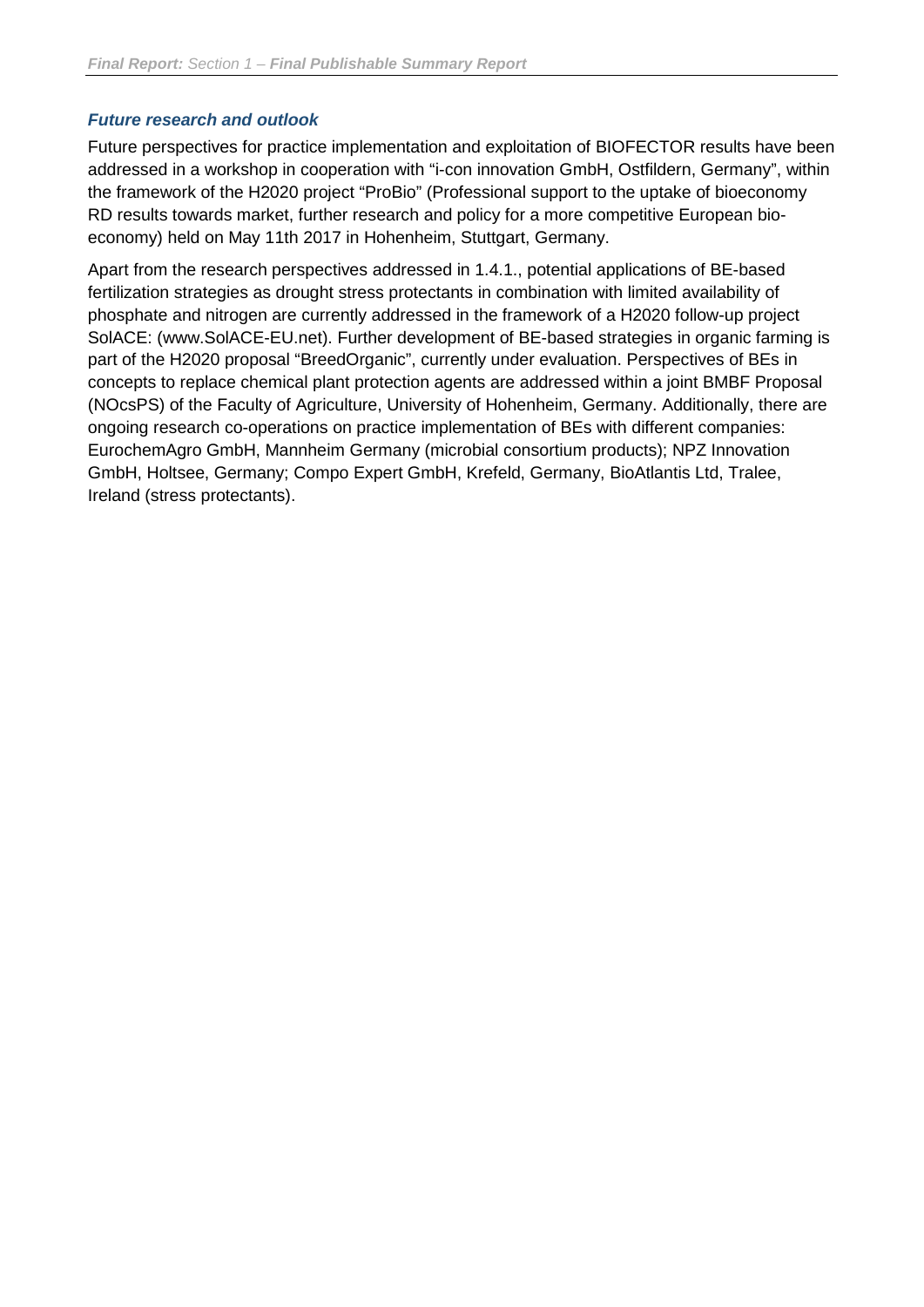### *Future research and outlook*

Future perspectives for practice implementation and exploitation of BIOFECTOR results have been addressed in a workshop in cooperation with "i-con innovation GmbH, Ostfildern, Germany", within the framework of the H2020 project "ProBio" (Professional support to the uptake of bioeconomy RD results towards market, further research and policy for a more competitive European bio-economy) held on May 11th 2017 in Hohenheim, Stuttgart, Germany.

Apart from the research perspectives addressed in 1.4.1., potential applications of BE-based fertilization strategies as drought stress protectants in combination with limited availability of phosphate and nitrogen are currently addressed in the framework of a H2020 follow-up project SolACE: (www.SolACE-EU.net). Further development of BE-based strategies in organic farming is part of the H2020 proposal "BreedOrganic", currently under evaluation. Perspectives of BEs in concepts to replace chemical plant protection agents are addressed within a joint BMBF Proposal (NOcsPS) of the Faculty of Agriculture, University of Hohenheim, Germany. Additionally, there are ongoing research co-operations on practice implementation of BEs with different companies: EurochemAgro GmbH, Mannheim Germany (microbial consortium products); NPZ Innovation GmbH, Holtsee, Germany; Compo Expert GmbH, Krefeld, Germany, BioAtlantis Ltd, Tralee, Ireland (stress protectants).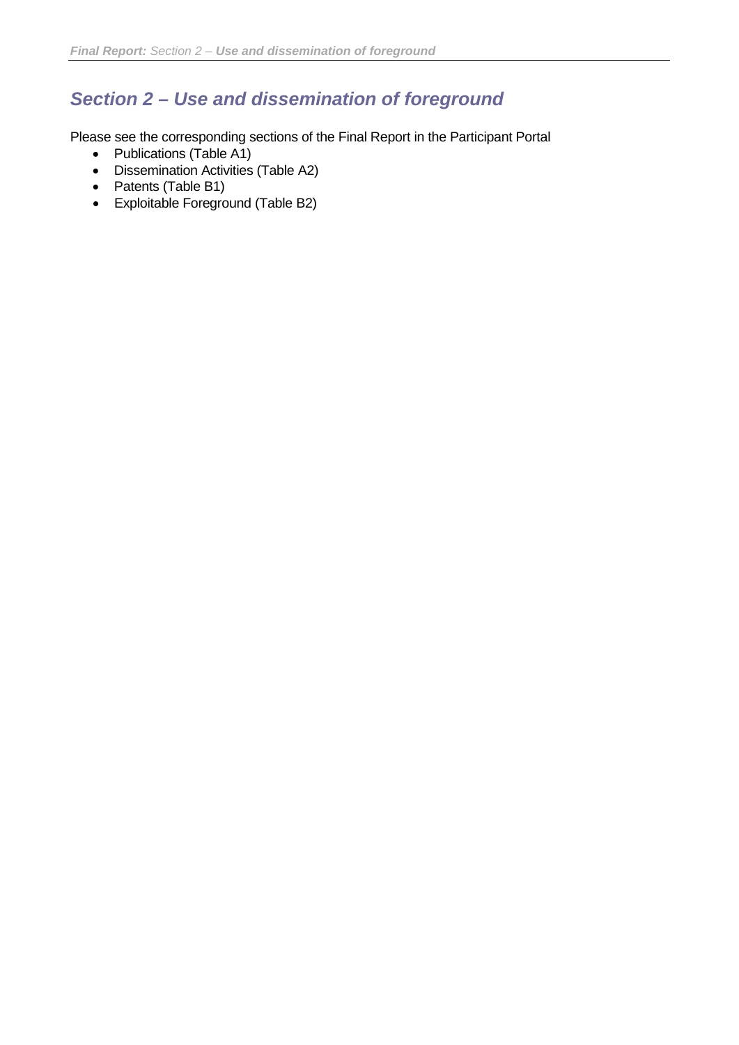## *Section 2 – Use and dissemination of foreground*

Please see the corresponding sections of the Final Report in the Participant Portal

- Publications (Table A1)
- Dissemination Activities (Table A2)
- Patents (Table B1)
- Exploitable Foreground (Table B2)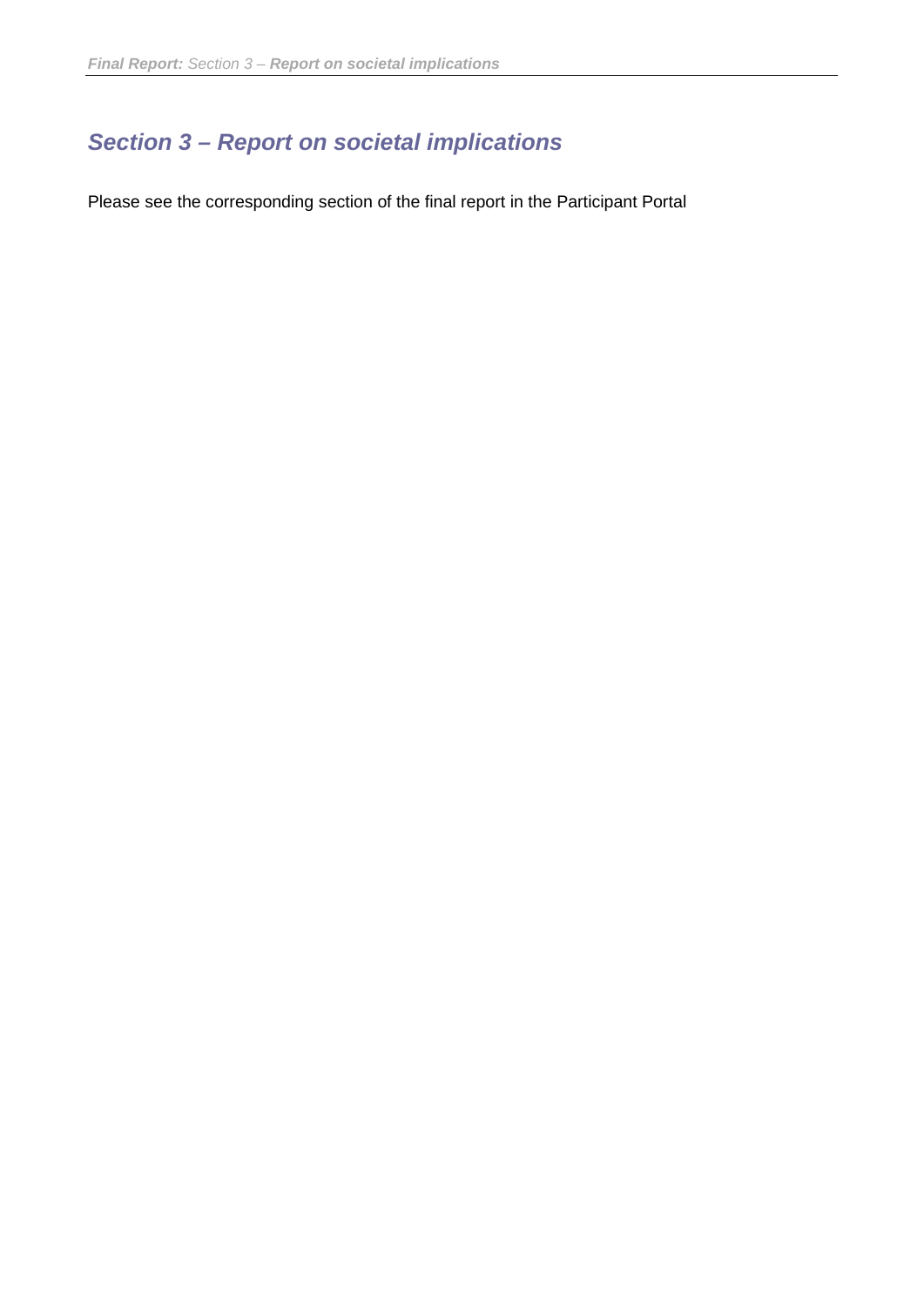## *Section 3 – Report on societal implications*

Please see the corresponding section of the final report in the Participant Portal